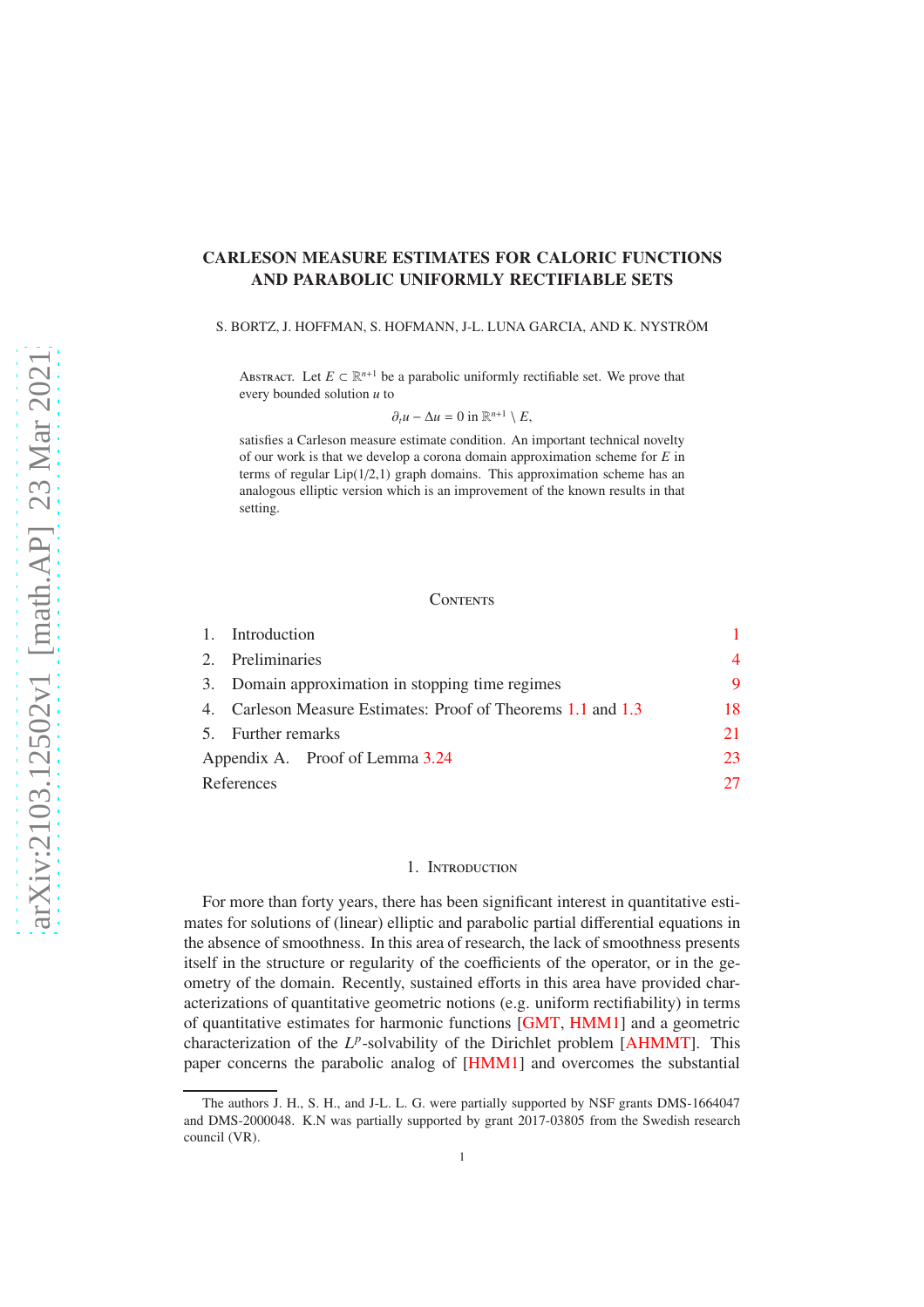# CARLESON MEASURE ESTIMATES FOR CALORIC FUNCTIONS AND PARABOLIC UNIFORMLY RECTIFIABLE SETS

S. BORTZ, J. HOFFMAN, S. HOFMANN, J-L. LUNA GARCIA, AND K. NYSTRÖM

Abstract. Let $E \subset \mathbb{R}^{n+1}$ be a parabolic uniformly rectifiable set. We prove that every bounded solution $u$ to

$$\partial_t u - \Delta u = 0 \text{ in } \mathbb{R}^{n+1} \setminus E,$$

satisfies a Carleson measure estimate condition. An important technical novelty of our work is that we develop a corona domain approximation scheme for $E$ in terms of regular Lip(1/2,1) graph domains. This approximation scheme has an analogous elliptic version which is an improvement of the known results in that setting.

## Contents

| | |
|---|---|
| 1. Introduction | 1 |
| 2. Preliminaries | 4 |
| 3. Domain approximation in stopping time regimes | 9 |
| 4. Carleson Measure Estimates: Proof of Theorems 1.1 and 1.3 | 18 |
| 5. Further remarks | 21 |
| Appendix A. Proof of Lemma 3.24 | 23 |
| References | 27 |

## 1. Introduction

For more than forty years, there has been significant interest in quantitative estimates for solutions of (linear) elliptic and parabolic partial differential equations in the absence of smoothness. In this area of research, the lack of smoothness presents itself in the structure or regularity of the coefficients of the operator, or in the geometry of the domain. Recently, sustained efforts in this area have provided characterizations of quantitative geometric notions (e.g. uniform rectifiability) in terms of quantitative estimates for harmonic functions [GMT, HMM1] and a geometric characterization of the $L^p$-solvability of the Dirichlet problem [AHMMT]. This paper concerns the parabolic analog of [HMM1] and overcomes the substantial

The authors J. H., S. H., and J-L. L. G. were partially supported by NSF grants DMS-1664047 and DMS-2000048. K.N was partially supported by grant 2017-03805 from the Swedish research council (VR).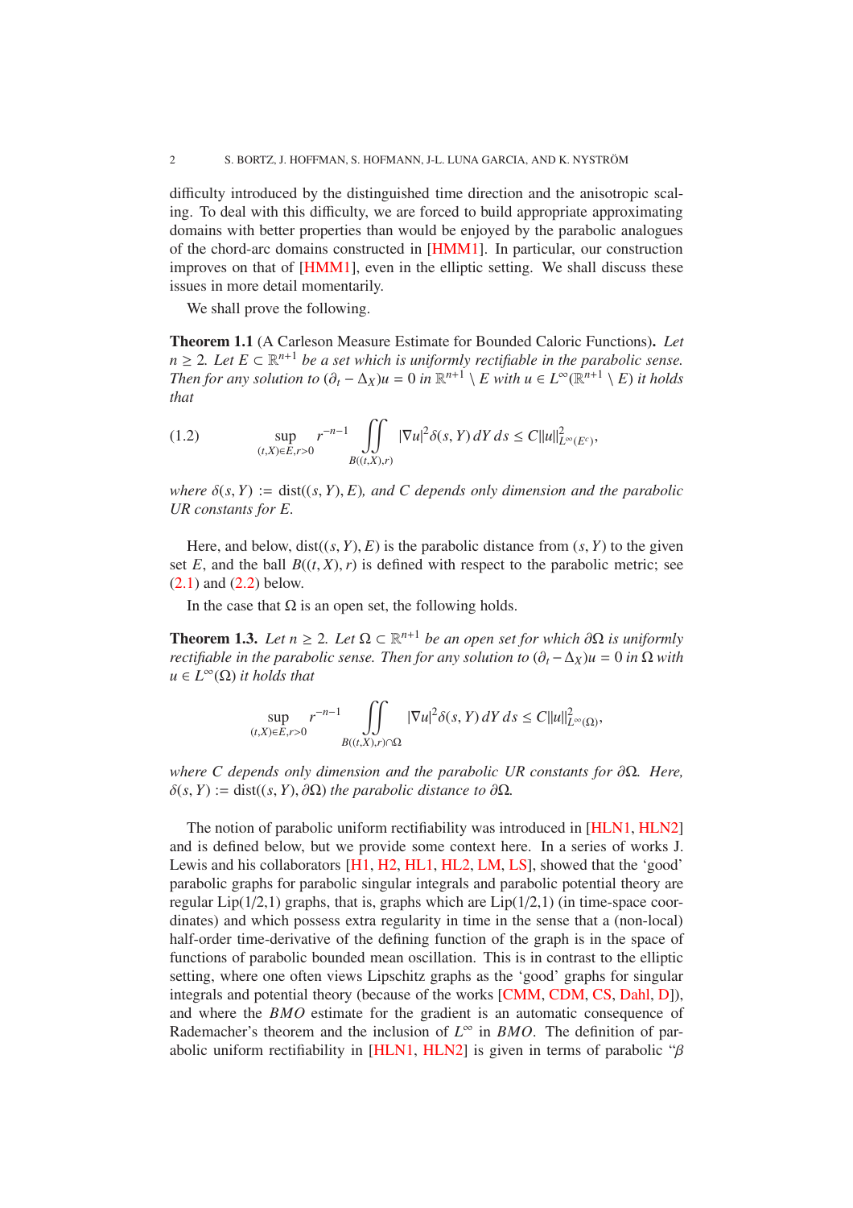difficulty introduced by the distinguished time direction and the anisotropic scaling. To deal with this difficulty, we are forced to build appropriate approximating domains with better properties than would be enjoyed by the parabolic analogues of the chord-arc domains constructed in [HMM1]. In particular, our construction improves on that of [HMM1], even in the elliptic setting. We shall discuss these issues in more detail momentarily.

We shall prove the following.

**Theorem 1.1** (A Carleson Measure Estimate for Bounded Caloric Functions)**.** *Let $n \geq 2$. Let $E \subset \mathbb{R}^{n+1}$ be a set which is uniformly rectifiable in the parabolic sense. Then for any solution to $(\partial_t - \Delta_X)u = 0$ in $\mathbb{R}^{n+1} \setminus E$ with $u \in L^\infty(\mathbb{R}^{n+1} \setminus E)$ it holds that*

$$\sup_{(t,X)\in E, r>0} r^{-n-1} \iint_{B((t,X),r)} |\nabla u|^2 \delta(s,Y)\, dY\, ds \leq C\|u\|^2_{L^\infty(E^c)}, \tag{1.2}$$

*where $\delta(s,Y) := \operatorname{dist}((s,Y),E)$, and $C$ depends only dimension and the parabolic UR constants for $E$.*

Here, and below, $\operatorname{dist}((s,Y),E)$ is the parabolic distance from $(s,Y)$ to the given set $E$, and the ball $B((t,X),r)$ is defined with respect to the parabolic metric; see (2.1) and (2.2) below.

In the case that $\Omega$ is an open set, the following holds.

**Theorem 1.3.** *Let $n \geq 2$. Let $\Omega \subset \mathbb{R}^{n+1}$ be an open set for which $\partial\Omega$ is uniformly rectifiable in the parabolic sense. Then for any solution to $(\partial_t - \Delta_X)u = 0$ in $\Omega$ with $u \in L^\infty(\Omega)$ it holds that*

$$\sup_{(t,X)\in E, r>0} r^{-n-1} \iint_{B((t,X),r)\cap\Omega} |\nabla u|^2 \delta(s,Y)\, dY\, ds \leq C\|u\|^2_{L^\infty(\Omega)},$$

*where $C$ depends only dimension and the parabolic UR constants for $\partial\Omega$. Here, $\delta(s,Y) := \operatorname{dist}((s,Y),\partial\Omega)$ the parabolic distance to $\partial\Omega$.*

The notion of parabolic uniform rectifiability was introduced in [HLN1, HLN2] and is defined below, but we provide some context here. In a series of works J. Lewis and his collaborators [H1, H2, HL1, HL2, LM, LS], showed that the 'good' parabolic graphs for parabolic singular integrals and parabolic potential theory are regular Lip(1/2,1) graphs, that is, graphs which are Lip(1/2,1) (in time-space coordinates) and which possess extra regularity in time in the sense that a (non-local) half-order time-derivative of the defining function of the graph is in the space of functions of parabolic bounded mean oscillation. This is in contrast to the elliptic setting, where one often views Lipschitz graphs as the 'good' graphs for singular integrals and potential theory (because of the works [CMM, CDM, CS, Dahl, D]), and where the $BMO$ estimate for the gradient is an automatic consequence of Rademacher's theorem and the inclusion of $L^\infty$ in $BMO$. The definition of parabolic uniform rectifiability in [HLN1, HLN2] is given in terms of parabolic "$\beta$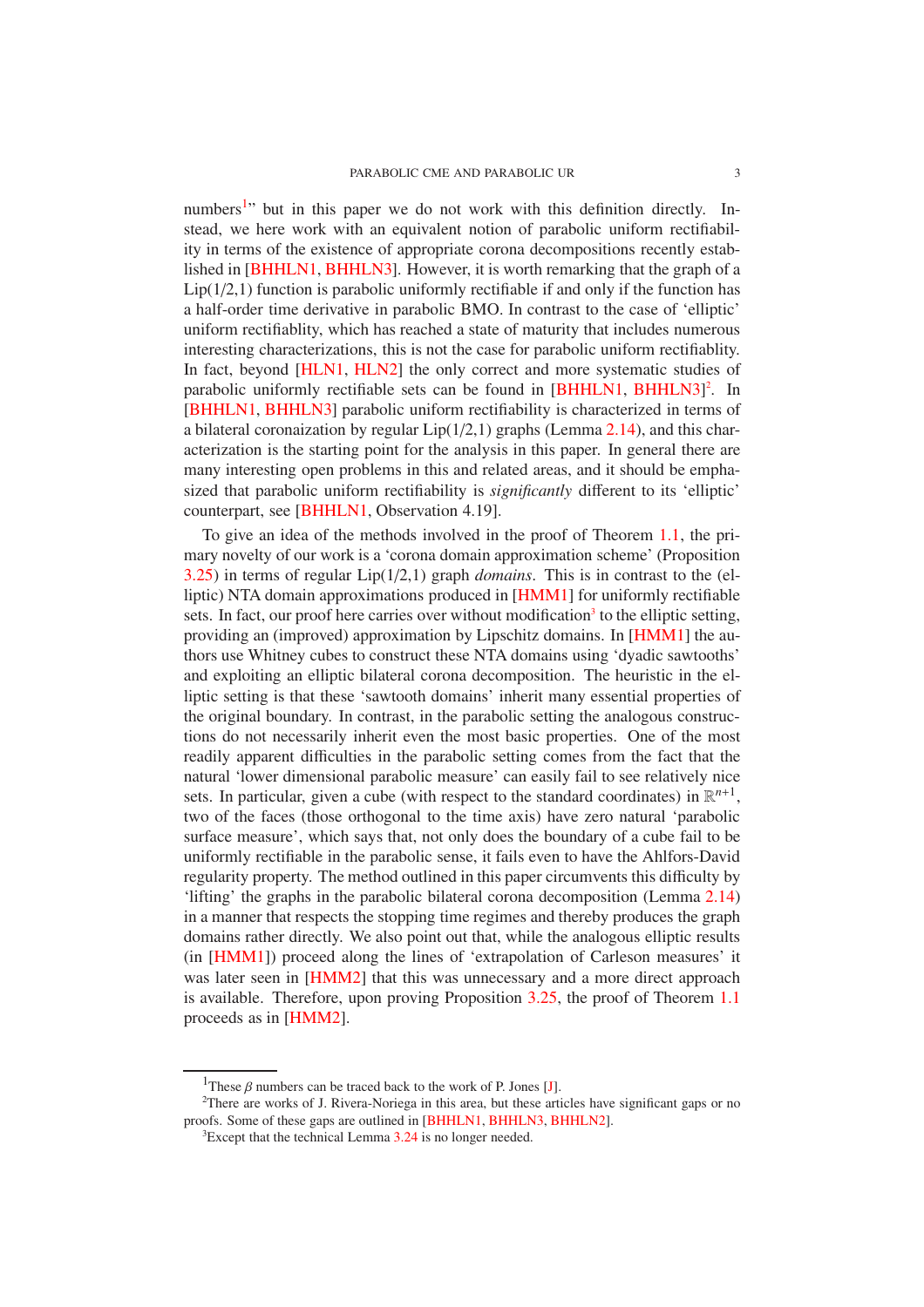numbers[1]" but in this paper we do not work with this definition directly. Instead, we here work with an equivalent notion of parabolic uniform rectifiability in terms of the existence of appropriate corona decompositions recently established in [BHHLN1, BHHLN3]. However, it is worth remarking that the graph of a Lip(1/2,1) function is parabolic uniformly rectifiable if and only if the function has a half-order time derivative in parabolic BMO. In contrast to the case of 'elliptic' uniform rectifiablity, which has reached a state of maturity that includes numerous interesting characterizations, this is not the case for parabolic uniform rectifiablity. In fact, beyond [HLN1, HLN2] the only correct and more systematic studies of parabolic uniformly rectifiable sets can be found in [BHHLN1, BHHLN3][2]. In [BHHLN1, BHHLN3] parabolic uniform rectifiability is characterized in terms of a bilateral coronaization by regular Lip(1/2,1) graphs (Lemma 2.14), and this characterization is the starting point for the analysis in this paper. In general there are many interesting open problems in this and related areas, and it should be emphasized that parabolic uniform rectifiability is *significantly* different to its 'elliptic' counterpart, see [BHHLN1, Observation 4.19].

To give an idea of the methods involved in the proof of Theorem 1.1, the primary novelty of our work is a 'corona domain approximation scheme' (Proposition 3.25) in terms of regular Lip(1/2,1) graph *domains*. This is in contrast to the (elliptic) NTA domain approximations produced in [HMM1] for uniformly rectifiable sets. In fact, our proof here carries over without modification[3] to the elliptic setting, providing an (improved) approximation by Lipschitz domains. In [HMM1] the authors use Whitney cubes to construct these NTA domains using 'dyadic sawtooths' and exploiting an elliptic bilateral corona decomposition. The heuristic in the elliptic setting is that these 'sawtooth domains' inherit many essential properties of the original boundary. In contrast, in the parabolic setting the analogous constructions do not necessarily inherit even the most basic properties. One of the most readily apparent difficulties in the parabolic setting comes from the fact that the natural 'lower dimensional parabolic measure' can easily fail to see relatively nice sets. In particular, given a cube (with respect to the standard coordinates) in $\mathbb{R}^{n+1}$, two of the faces (those orthogonal to the time axis) have zero natural 'parabolic surface measure', which says that, not only does the boundary of a cube fail to be uniformly rectifiable in the parabolic sense, it fails even to have the Ahlfors-David regularity property. The method outlined in this paper circumvents this difficulty by 'lifting' the graphs in the parabolic bilateral corona decomposition (Lemma 2.14) in a manner that respects the stopping time regimes and thereby produces the graph domains rather directly. We also point out that, while the analogous elliptic results (in [HMM1]) proceed along the lines of 'extrapolation of Carleson measures' it was later seen in [HMM2] that this was unnecessary and a more direct approach is available. Therefore, upon proving Proposition 3.25, the proof of Theorem 1.1 proceeds as in [HMM2].

[1] These $\beta$ numbers can be traced back to the work of P. Jones [J].

[2] There are works of J. Rivera-Noriega in this area, but these articles have significant gaps or no proofs. Some of these gaps are outlined in [BHHLN1, BHHLN3, BHHLN2].

[3] Except that the technical Lemma 3.24 is no longer needed.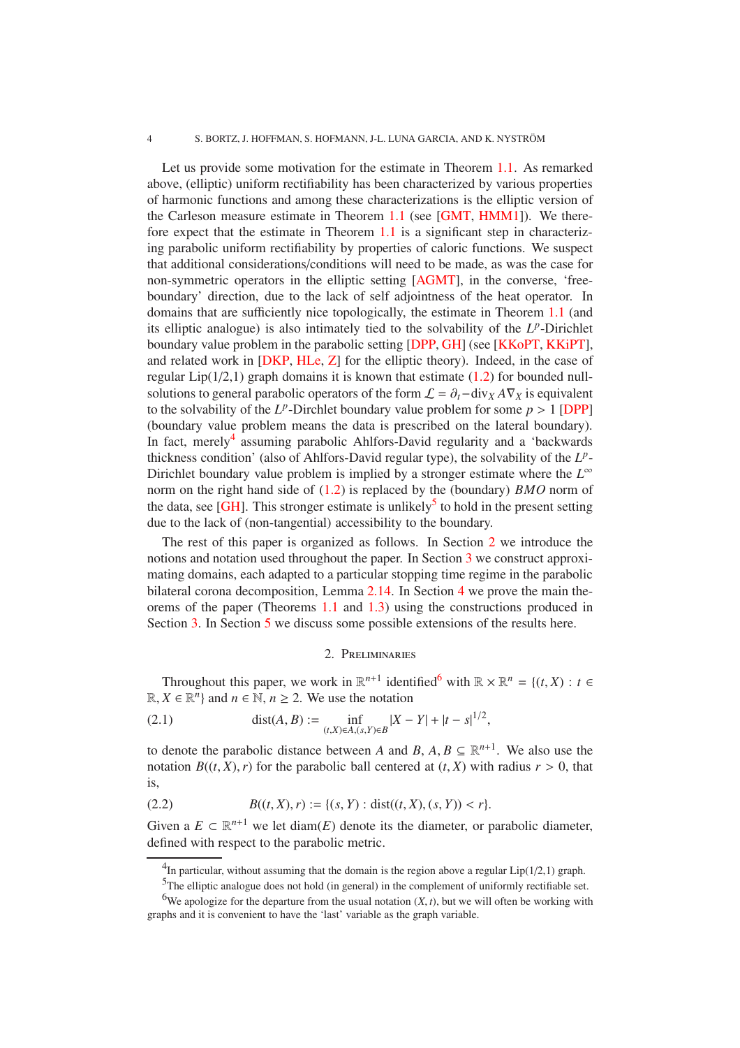Let us provide some motivation for the estimate in Theorem 1.1. As remarked above, (elliptic) uniform rectifiability has been characterized by various properties of harmonic functions and among these characterizations is the elliptic version of the Carleson measure estimate in Theorem 1.1 (see [GMT, HMM1]). We therefore expect that the estimate in Theorem 1.1 is a significant step in characterizing parabolic uniform rectifiability by properties of caloric functions. We suspect that additional considerations/conditions will need to be made, as was the case for non-symmetric operators in the elliptic setting [AGMT], in the converse, 'free-boundary' direction, due to the lack of self adjointness of the heat operator. In domains that are sufficiently nice topologically, the estimate in Theorem 1.1 (and its elliptic analogue) is also intimately tied to the solvability of the $L^p$-Dirichlet boundary value problem in the parabolic setting [DPP, GH] (see [KKoPT, KKiPT], and related work in [DKP, HLe, Z] for the elliptic theory). Indeed, in the case of regular Lip(1/2,1) graph domains it is known that estimate (1.2) for bounded null-solutions to general parabolic operators of the form $\mathcal{L} = \partial_t - \mathrm{div}_X A \nabla_X$ is equivalent to the solvability of the $L^p$-Dirchlet boundary value problem for some $p > 1$ [DPP] (boundary value problem means the data is prescribed on the lateral boundary). In fact, merely[4] assuming parabolic Ahlfors-David regularity and a 'backwards thickness condition' (also of Ahlfors-David regular type), the solvability of the $L^p$-Dirichlet boundary value problem is implied by a stronger estimate where the $L^\infty$ norm on the right hand side of (1.2) is replaced by the (boundary) $BMO$ norm of the data, see [GH]. This stronger estimate is unlikely[5] to hold in the present setting due to the lack of (non-tangential) accessibility to the boundary.

The rest of this paper is organized as follows. In Section 2 we introduce the notions and notation used throughout the paper. In Section 3 we construct approximating domains, each adapted to a particular stopping time regime in the parabolic bilateral corona decomposition, Lemma 2.14. In Section 4 we prove the main theorems of the paper (Theorems 1.1 and 1.3) using the constructions produced in Section 3. In Section 5 we discuss some possible extensions of the results here.

## 2. Preliminaries

Throughout this paper, we work in $\mathbb{R}^{n+1}$ identified[6] with $\mathbb{R} \times \mathbb{R}^n = \{(t, X) : t \in \mathbb{R}, X \in \mathbb{R}^n\}$ and $n \in \mathbb{N}$, $n \geq 2$. We use the notation

$$\mathrm{dist}(A, B) := \inf_{(t,X)\in A,(s,Y)\in B} |X - Y| + |t - s|^{1/2}, \tag{2.1}$$

to denote the parabolic distance between $A$ and $B$, $A, B \subseteq \mathbb{R}^{n+1}$. We also use the notation $B((t, X), r)$ for the parabolic ball centered at $(t, X)$ with radius $r > 0$, that is,

$$B((t, X), r) := \{(s, Y) : \mathrm{dist}((t, X), (s, Y)) < r\}. \tag{2.2}$$

Given a $E \subset \mathbb{R}^{n+1}$ we let $\mathrm{diam}(E)$ denote its the diameter, or parabolic diameter, defined with respect to the parabolic metric.

---

[4] In particular, without assuming that the domain is the region above a regular Lip(1/2,1) graph.

[5] The elliptic analogue does not hold (in general) in the complement of uniformly rectifiable set.

[6] We apologize for the departure from the usual notation $(X, t)$, but we will often be working with graphs and it is convenient to have the 'last' variable as the graph variable.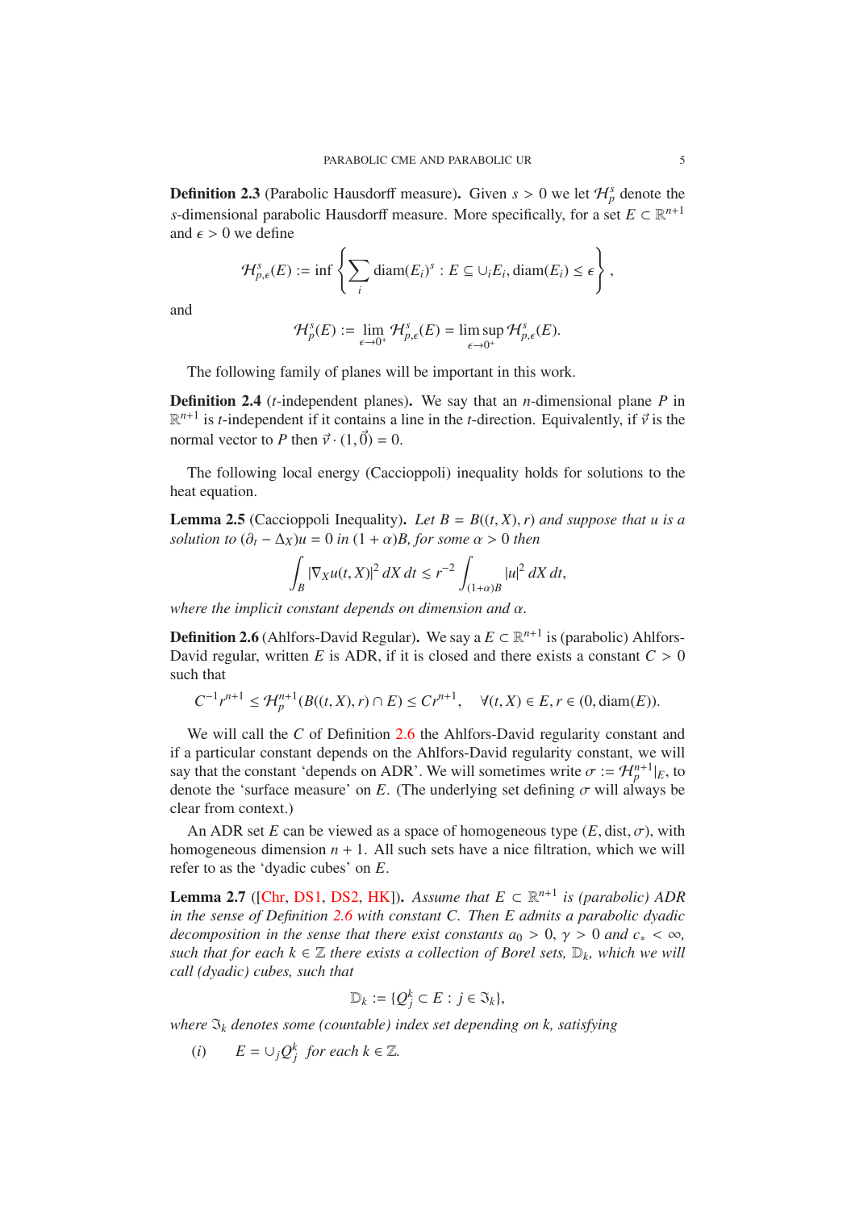**Definition 2.3** (Parabolic Hausdorff measure)**.** Given $s > 0$ we let $\mathcal{H}^s_p$ denote the $s$-dimensional parabolic Hausdorff measure. More specifically, for a set $E \subset \mathbb{R}^{n+1}$ and $\epsilon > 0$ we define

$$\mathcal{H}^s_{p,\epsilon}(E) := \inf\left\{\sum_i \operatorname{diam}(E_i)^s : E \subseteq \cup_i E_i, \operatorname{diam}(E_i) \le \epsilon\right\},$$

and

$$\mathcal{H}^s_p(E) := \lim_{\epsilon\to 0^+} \mathcal{H}^s_{p,\epsilon}(E) = \limsup_{\epsilon \to 0^+} \mathcal{H}^s_{p,\epsilon}(E).$$

The following family of planes will be important in this work.

**Definition 2.4** ($t$-independent planes)**.** We say that an $n$-dimensional plane $P$ in $\mathbb{R}^{n+1}$ is $t$-independent if it contains a line in the $t$-direction. Equivalently, if $\vec{v}$ is the normal vector to $P$ then $\vec{v}\cdot(1,\vec{0}) = 0$.

The following local energy (Caccioppoli) inequality holds for solutions to the heat equation.

**Lemma 2.5** (Caccioppoli Inequality)**.** *Let $B = B((t,X),r)$ and suppose that $u$ is a solution to $(\partial_t - \Delta_X)u = 0$ in $(1+\alpha)B$, for some $\alpha > 0$ then*

$$\int_B |\nabla_X u(t,X)|^2 \, dX\, dt \lesssim r^{-2}\int_{(1+\alpha)B} |u|^2 \, dX \, dt,$$

*where the implicit constant depends on dimension and $\alpha$.*

**Definition 2.6** (Ahlfors-David Regular)**.** We say a $E \subset \mathbb{R}^{n+1}$ is (parabolic) Ahlfors-David regular, written $E$ is ADR, if it is closed and there exists a constant $C > 0$ such that

$$C^{-1}r^{n+1} \le \mathcal{H}^{n+1}_p(B((t,X),r)\cap E) \le Cr^{n+1}, \quad \forall (t,X) \in E, r \in (0, \operatorname{diam}(E)).$$

We will call the $C$ of Definition 2.6 the Ahlfors-David regularity constant and if a particular constant depends on the Ahlfors-David regularity constant, we will say that the constant 'depends on ADR'. We will sometimes write $\sigma := \mathcal{H}^{n+1}_p|_E$, to denote the 'surface measure' on $E$. (The underlying set defining $\sigma$ will always be clear from context.)

An ADR set $E$ can be viewed as a space of homogeneous type $(E, \operatorname{dist}, \sigma)$, with homogeneous dimension $n+1$. All such sets have a nice filtration, which we will refer to as the 'dyadic cubes' on $E$.

**Lemma 2.7** ([Chr, DS1, DS2, HK])**.** *Assume that $E \subset \mathbb{R}^{n+1}$ is (parabolic) ADR in the sense of Definition 2.6 with constant $C$. Then $E$ admits a parabolic dyadic decomposition in the sense that there exist constants $a_0 > 0$, $\gamma > 0$ and $c_* < \infty$, such that for each $k \in \mathbb{Z}$ there exists a collection of Borel sets, $\mathbb{D}_k$, which we will call (dyadic) cubes, such that*

$$\mathbb{D}_k := \{Q^k_j \subset E : j \in \mathfrak{I}_k\},$$

*where $\mathfrak{I}_k$ denotes some (countable) index set depending on $k$, satisfying*

(*i*) $\quad E = \cup_j Q^k_j$ *for each* $k \in \mathbb{Z}$.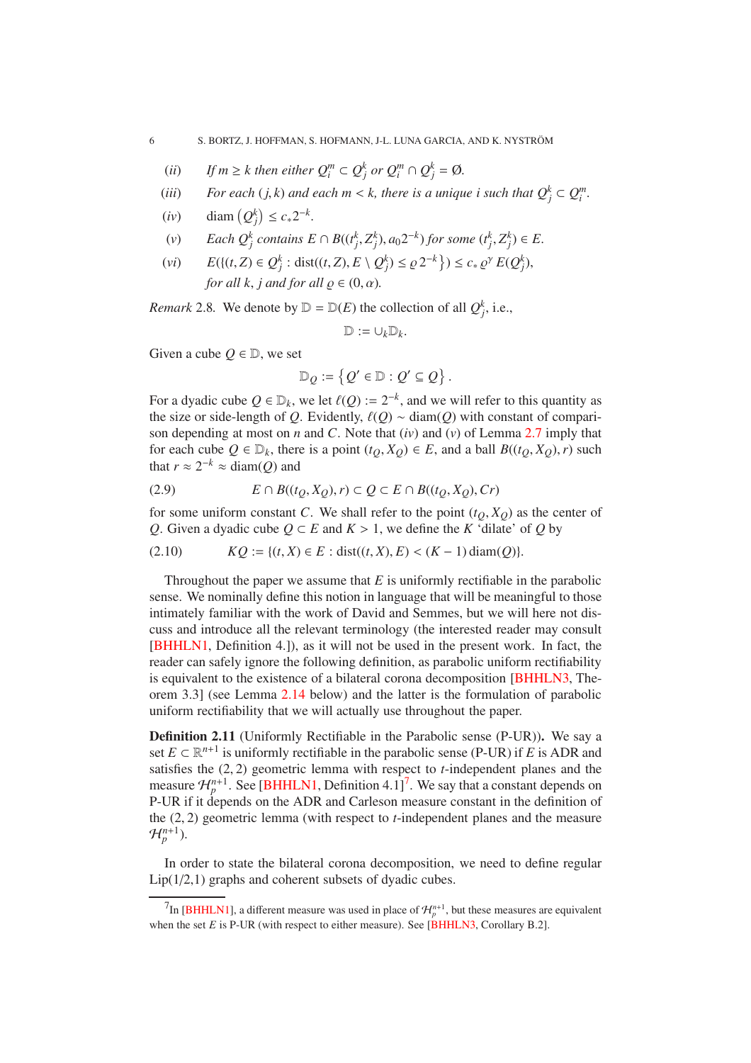($ii$) *If $m \geq k$ then either $Q_i^m \subset Q_j^k$ or $Q_i^m \cap Q_j^k = \emptyset$.*

($iii$) *For each $(j,k)$ and each $m < k$, there is a unique $i$ such that $Q_j^k \subset Q_i^m$.*

($iv$) $\operatorname{diam}\left(Q_j^k\right) \leq c_* 2^{-k}$.

($v$) *Each $Q_j^k$ contains $E \cap B((t_j^k, Z_j^k), a_0 2^{-k})$ for some $(t_j^k, Z_j^k) \in E$.*

($vi$) $E(\{(t,Z) \in Q_j^k : \operatorname{dist}((t,Z), E \setminus Q_j^k) \leq \varrho\, 2^{-k}\}) \leq c_*\, \varrho^\gamma\, E(Q_j^k)$,
*for all $k, j$ and for all $\varrho \in (0, \alpha)$.*

*Remark* 2.8. We denote by $\mathbb{D} = \mathbb{D}(E)$ the collection of all $Q_j^k$, i.e.,

$$\mathbb{D} := \cup_k \mathbb{D}_k.$$

Given a cube $Q \in \mathbb{D}$, we set

$$\mathbb{D}_Q := \left\{ Q' \in \mathbb{D} : Q' \subseteq Q \right\}.$$

For a dyadic cube $Q \in \mathbb{D}_k$, we let $\ell(Q) := 2^{-k}$, and we will refer to this quantity as the size or side-length of $Q$. Evidently, $\ell(Q) \sim \operatorname{diam}(Q)$ with constant of comparison depending at most on $n$ and $C$. Note that ($iv$) and ($v$) of Lemma 2.7 imply that for each cube $Q \in \mathbb{D}_k$, there is a point $(t_Q, X_Q) \in E$, and a ball $B((t_Q, X_Q), r)$ such that $r \approx 2^{-k} \approx \operatorname{diam}(Q)$ and

$$E \cap B((t_Q, X_Q), r) \subset Q \subset E \cap B((t_Q, X_Q), Cr) \tag{2.9}$$

for some uniform constant $C$. We shall refer to the point $(t_Q, X_Q)$ as the center of $Q$. Given a dyadic cube $Q \subset E$ and $K > 1$, we define the $K$ 'dilate' of $Q$ by

$$KQ := \{(t,X) \in E : \operatorname{dist}((t,X), E) < (K-1)\operatorname{diam}(Q)\}. \tag{2.10}$$

Throughout the paper we assume that $E$ is uniformly rectifiable in the parabolic sense. We nominally define this notion in language that will be meaningful to those intimately familiar with the work of David and Semmes, but we will here not discuss and introduce all the relevant terminology (the interested reader may consult [BHHLN1, Definition 4.]), as it will not be used in the present work. In fact, the reader can safely ignore the following definition, as parabolic uniform rectifiability is equivalent to the existence of a bilateral corona decomposition [BHHLN3, Theorem 3.3] (see Lemma 2.14 below) and the latter is the formulation of parabolic uniform rectifiability that we will actually use throughout the paper.

**Definition 2.11** (Uniformly Rectifiable in the Parabolic sense (P-UR))**.** We say a set $E \subset \mathbb{R}^{n+1}$ is uniformly rectifiable in the parabolic sense (P-UR) if $E$ is ADR and satisfies the $(2,2)$ geometric lemma with respect to $t$-independent planes and the measure $\mathcal{H}_p^{n+1}$. See [BHHLN1, Definition 4.1][7]. We say that a constant depends on P-UR if it depends on the ADR and Carleson measure constant in the definition of the $(2,2)$ geometric lemma (with respect to $t$-independent planes and the measure $\mathcal{H}_p^{n+1}$).

In order to state the bilateral corona decomposition, we need to define regular Lip(1/2,1) graphs and coherent subsets of dyadic cubes.

---

[7] In [BHHLN1], a different measure was used in place of $\mathcal{H}_p^{n+1}$, but these measures are equivalent when the set $E$ is P-UR (with respect to either measure). See [BHHLN3, Corollary B.2].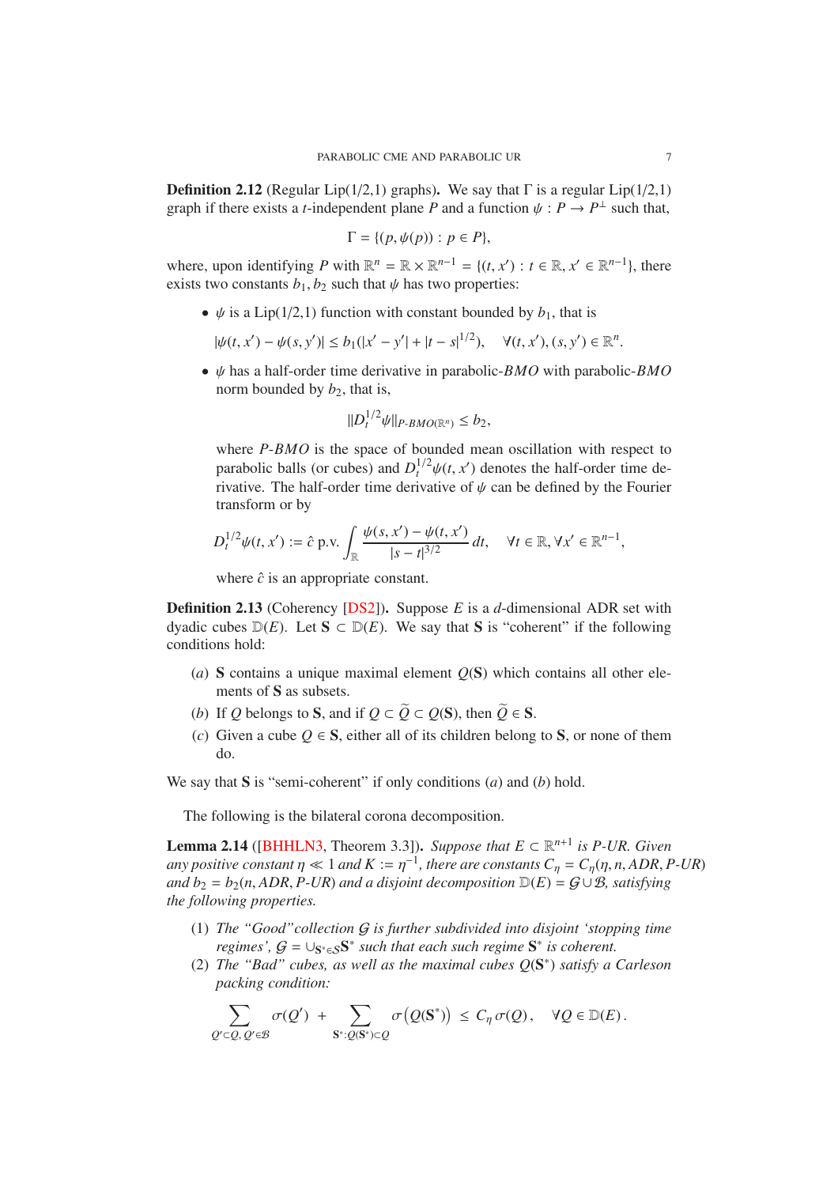**Definition 2.12** (Regular Lip(1/2,1) graphs)**.** We say that $\Gamma$ is a regular Lip(1/2,1) graph if there exists a $t$-independent plane $P$ and a function $\psi : P \to P^\perp$ such that,

$$\Gamma = \{(p, \psi(p)) : p \in P\},$$

where, upon identifying $P$ with $\mathbb{R}^n = \mathbb{R} \times \mathbb{R}^{n-1} = \{(t, x') : t \in \mathbb{R}, x' \in \mathbb{R}^{n-1}\}$, there exists two constants $b_1, b_2$ such that $\psi$ has two properties:

- $\psi$ is a Lip(1/2,1) function with constant bounded by $b_1$, that is

  $$|\psi(t, x') - \psi(s, y')| \leq b_1(|x' - y'| + |t - s|^{1/2}), \quad \forall (t, x'), (s, y') \in \mathbb{R}^n.$$

- $\psi$ has a half-order time derivative in parabolic-$BMO$ with parabolic-$BMO$ norm bounded by $b_2$, that is,

  $$\|D_t^{1/2}\psi\|_{P\text{-}BMO(\mathbb{R}^n)} \leq b_2,$$

  where $P$-$BMO$ is the space of bounded mean oscillation with respect to parabolic balls (or cubes) and $D_t^{1/2}\psi(t, x')$ denotes the half-order time derivative. The half-order time derivative of $\psi$ can be defined by the Fourier transform or by

  $$D_t^{1/2}\psi(t, x') := \hat{c} \text{ p.v.} \int_{\mathbb{R}} \frac{\psi(s, x') - \psi(t, x')}{|s - t|^{3/2}}\, dt, \quad \forall t \in \mathbb{R}, \forall x' \in \mathbb{R}^{n-1},$$

  where $\hat{c}$ is an appropriate constant.

**Definition 2.13** (Coherency [DS2])**.** Suppose $E$ is a $d$-dimensional ADR set with dyadic cubes $\mathbb{D}(E)$. Let $\mathbf{S} \subset \mathbb{D}(E)$. We say that $\mathbf{S}$ is "coherent" if the following conditions hold:

$(a)$ $\mathbf{S}$ contains a unique maximal element $Q(\mathbf{S})$ which contains all other elements of $\mathbf{S}$ as subsets.

$(b)$ If $Q$ belongs to $\mathbf{S}$, and if $Q \subset \widetilde{Q} \subset Q(\mathbf{S})$, then $\widetilde{Q} \in \mathbf{S}$.

$(c)$ Given a cube $Q \in \mathbf{S}$, either all of its children belong to $\mathbf{S}$, or none of them do.

We say that $\mathbf{S}$ is "semi-coherent" if only conditions $(a)$ and $(b)$ hold.

The following is the bilateral corona decomposition.

**Lemma 2.14** ([BHHLN3, Theorem 3.3])**.** *Suppose that $E \subset \mathbb{R}^{n+1}$ is P-UR. Given any positive constant $\eta \ll 1$ and $K := \eta^{-1}$, there are constants $C_\eta = C_\eta(\eta, n, ADR, P\text{-}UR)$ and $b_2 = b_2(n, ADR, P\text{-}UR)$ and a disjoint decomposition $\mathbb{D}(E) = \mathcal{G} \cup \mathcal{B}$, satisfying the following properties.*

(1) *The "Good" collection $\mathcal{G}$ is further subdivided into disjoint 'stopping time regimes', $\mathcal{G} = \cup_{\mathbf{S}^* \in \mathcal{S}} \mathbf{S}^*$ such that each such regime $\mathbf{S}^*$ is coherent.*

(2) *The "Bad" cubes, as well as the maximal cubes $Q(\mathbf{S}^*)$ satisfy a Carleson packing condition:*

$$\sum_{Q' \subset Q,\, Q' \in \mathcal{B}} \sigma(Q') \;+\; \sum_{\mathbf{S}^* : Q(\mathbf{S}^*) \subset Q} \sigma\big(Q(\mathbf{S}^*)\big) \;\leq\; C_\eta\, \sigma(Q), \quad \forall Q \in \mathbb{D}(E).$$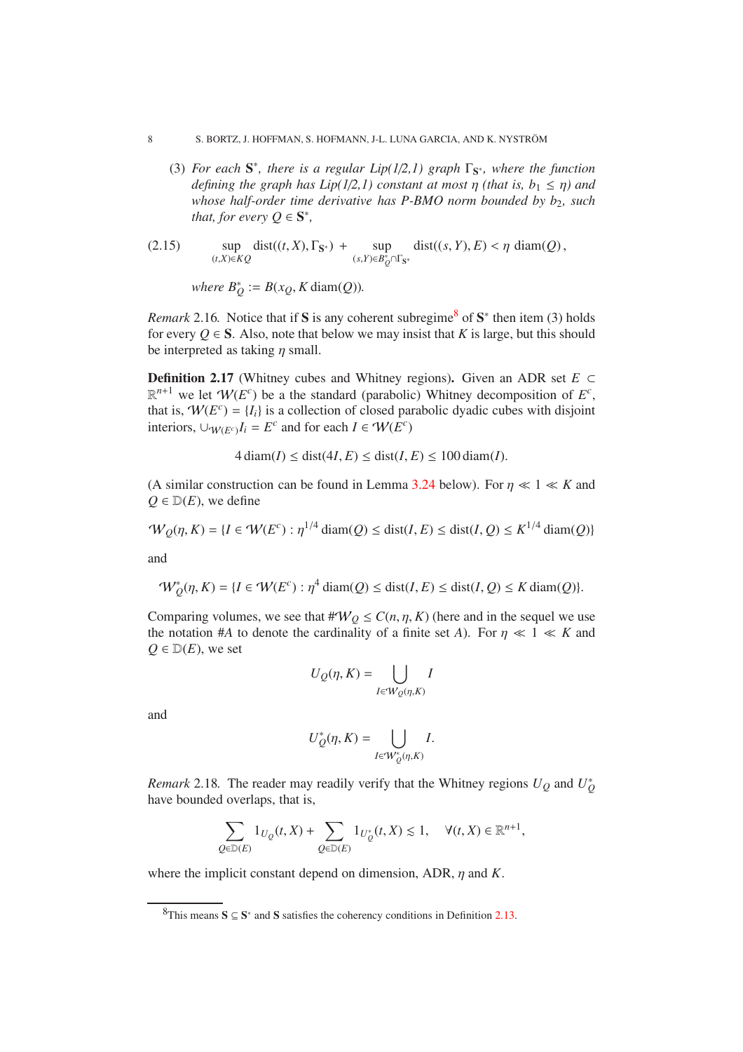(3) *For each $\mathbf{S}^*$, there is a regular Lip(1/2,1) graph $\Gamma_{\mathbf{S}^*}$, where the function defining the graph has Lip(1/2,1) constant at most $\eta$ (that is, $b_1 \leq \eta$) and whose half-order time derivative has P-BMO norm bounded by $b_2$, such that, for every $Q \in \mathbf{S}^*$,*

$$\sup_{(t,X)\in KQ} \operatorname{dist}((t,X),\Gamma_{\mathbf{S}^*}) + \sup_{(s,Y)\in B_Q^*\cap\Gamma_{\mathbf{S}^*}} \operatorname{dist}((s,Y),E) < \eta \operatorname{diam}(Q), \tag{2.15}$$

*where $B_Q^* := B(x_Q, K \operatorname{diam}(Q))$.*

*Remark* 2.16. Notice that if $\mathbf{S}$ is any coherent subregime[8] of $\mathbf{S}^*$ then item (3) holds for every $Q \in \mathbf{S}$. Also, note that below we may insist that $K$ is large, but this should be interpreted as taking $\eta$ small.

**Definition 2.17** (Whitney cubes and Whitney regions)**.** Given an ADR set $E \subset \mathbb{R}^{n+1}$ we let $\mathcal{W}(E^c)$ be a the standard (parabolic) Whitney decomposition of $E^c$, that is, $\mathcal{W}(E^c) = \{I_i\}$ is a collection of closed parabolic dyadic cubes with disjoint interiors, $\cup_{\mathcal{W}(E^c)} I_i = E^c$ and for each $I \in \mathcal{W}(E^c)$

$$4 \operatorname{diam}(I) \leq \operatorname{dist}(4I, E) \leq \operatorname{dist}(I, E) \leq 100 \operatorname{diam}(I).$$

(A similar construction can be found in Lemma 3.24 below). For $\eta \ll 1 \ll K$ and $Q \in \mathbb{D}(E)$, we define

$$\mathcal{W}_Q(\eta, K) = \{I \in \mathcal{W}(E^c) : \eta^{1/4} \operatorname{diam}(Q) \leq \operatorname{dist}(I, E) \leq \operatorname{dist}(I, Q) \leq K^{1/4} \operatorname{diam}(Q)\}$$

and

$$\mathcal{W}^*_Q(\eta, K) = \{I \in \mathcal{W}(E^c) : \eta^4 \operatorname{diam}(Q) \leq \operatorname{dist}(I, E) \leq \operatorname{dist}(I, Q) \leq K \operatorname{diam}(Q)\}.$$

Comparing volumes, we see that $\#\mathcal{W}_Q \leq C(n, \eta, K)$ (here and in the sequel we use the notation $\#A$ to denote the cardinality of a finite set $A$). For $\eta \ll 1 \ll K$ and $Q \in \mathbb{D}(E)$, we set

$$U_Q(\eta, K) = \bigcup_{I\in\mathcal{W}_Q(\eta,K)} I$$

and

$$U^*_Q(\eta, K) = \bigcup_{I\in\mathcal{W}^*_Q(\eta,K)} I.$$

*Remark* 2.18. The reader may readily verify that the Whitney regions $U_Q$ and $U^*_Q$ have bounded overlaps, that is,

$$\sum_{Q\in\mathbb{D}(E)} 1_{U_Q}(t, X) + \sum_{Q\in\mathbb{D}(E)} 1_{U^*_Q}(t, X) \lesssim 1, \quad \forall (t, X) \in \mathbb{R}^{n+1},$$

where the implicit constant depend on dimension, ADR, $\eta$ and $K$.

---

[8]This means $\mathbf{S} \subseteq \mathbf{S}^*$ and $\mathbf{S}$ satisfies the coherency conditions in Definition 2.13.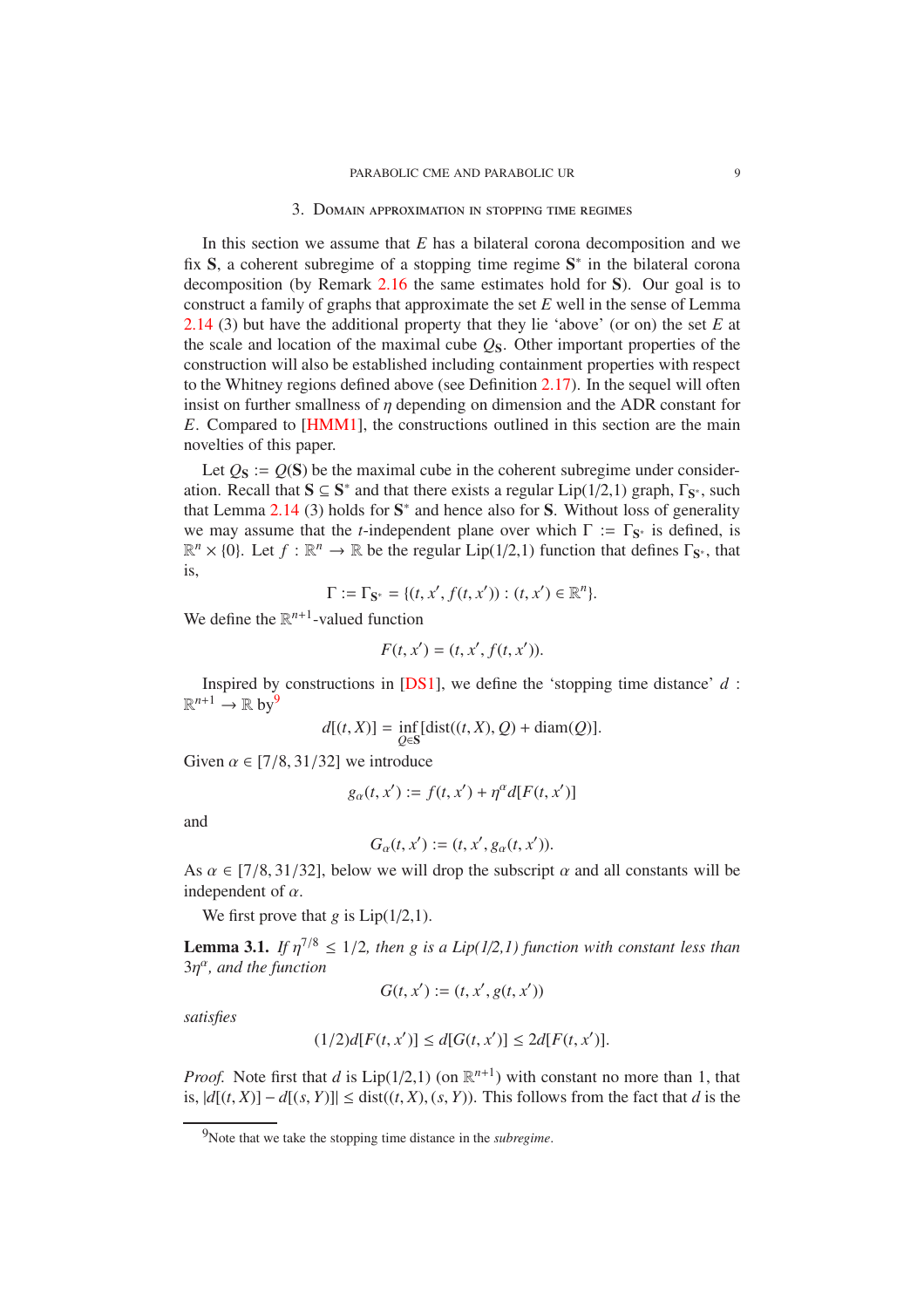## 3. Domain approximation in stopping time regimes

In this section we assume that $E$ has a bilateral corona decomposition and we fix $\mathbf{S}$, a coherent subregime of a stopping time regime $\mathbf{S}^*$ in the bilateral corona decomposition (by Remark 2.16 the same estimates hold for $\mathbf{S}$). Our goal is to construct a family of graphs that approximate the set $E$ well in the sense of Lemma 2.14 (3) but have the additional property that they lie 'above' (or on) the set $E$ at the scale and location of the maximal cube $Q_{\mathbf{S}}$. Other important properties of the construction will also be established including containment properties with respect to the Whitney regions defined above (see Definition 2.17). In the sequel will often insist on further smallness of $\eta$ depending on dimension and the ADR constant for $E$. Compared to [HMM1], the constructions outlined in this section are the main novelties of this paper.

Let $Q_{\mathbf{S}} := Q(\mathbf{S})$ be the maximal cube in the coherent subregime under consideration. Recall that $\mathbf{S} \subseteq \mathbf{S}^*$ and that there exists a regular Lip(1/2,1) graph, $\Gamma_{\mathbf{S}^*}$, such that Lemma 2.14 (3) holds for $\mathbf{S}^*$ and hence also for $\mathbf{S}$. Without loss of generality we may assume that the $t$-independent plane over which $\Gamma := \Gamma_{\mathbf{S}^*}$ is defined, is $\mathbb{R}^n \times \{0\}$. Let $f : \mathbb{R}^n \to \mathbb{R}$ be the regular Lip(1/2,1) function that defines $\Gamma_{\mathbf{S}^*}$, that is,

$$\Gamma := \Gamma_{\mathbf{S}^*} = \{(t, x', f(t, x')) : (t, x') \in \mathbb{R}^n\}.$$

We define the $\mathbb{R}^{n+1}$-valued function

$$F(t, x') = (t, x', f(t, x')).$$

Inspired by constructions in [DS1], we define the 'stopping time distance' $d : \mathbb{R}^{n+1} \to \mathbb{R}$ by[9]

$$d[(t, X)] = \inf_{Q \in \mathbf{S}} [\operatorname{dist}((t, X), Q) + \operatorname{diam}(Q)].$$

Given $\alpha \in [7/8, 31/32]$ we introduce

$$g_\alpha(t, x') := f(t, x') + \eta^\alpha d[F(t, x')]$$

and

$$G_\alpha(t, x') := (t, x', g_\alpha(t, x')).$$

As $\alpha \in [7/8, 31/32]$, below we will drop the subscript $\alpha$ and all constants will be independent of $\alpha$.

We first prove that $g$ is Lip(1/2,1).

**Lemma 3.1.** *If $\eta^{7/8} \leq 1/2$, then $g$ is a Lip(1/2,1) function with constant less than $3\eta^\alpha$, and the function*

$$G(t, x') := (t, x', g(t, x'))$$

*satisfies*

$$(1/2)d[F(t, x')] \leq d[G(t, x')] \leq 2d[F(t, x')].$$

*Proof.* Note first that $d$ is Lip(1/2,1) (on $\mathbb{R}^{n+1}$) with constant no more than 1, that is, $|d[(t, X)] - d[(s, Y)]| \leq \operatorname{dist}((t, X), (s, Y))$. This follows from the fact that $d$ is the

[9] Note that we take the stopping time distance in the *subregime*.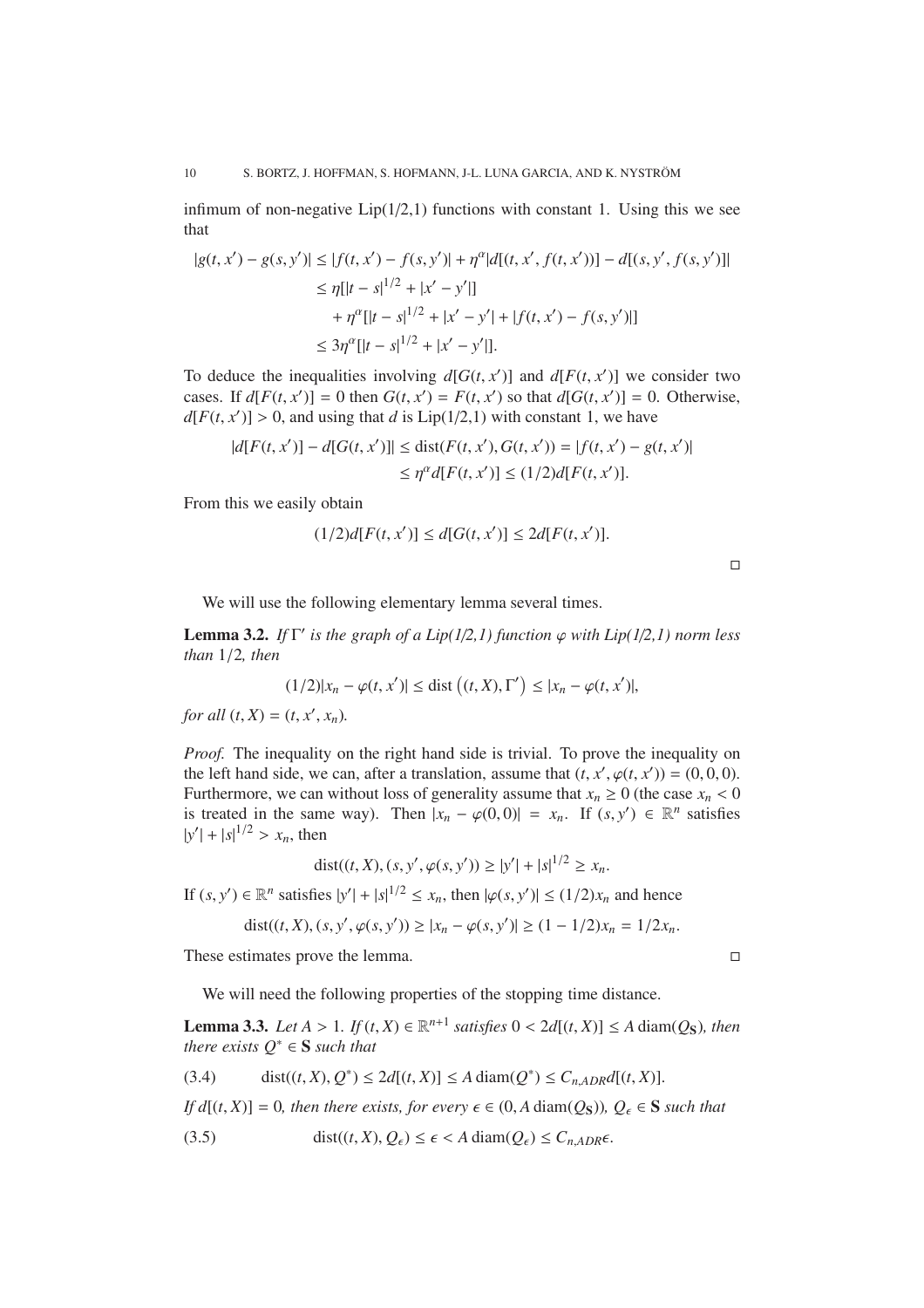infimum of non-negative Lip(1/2,1) functions with constant 1. Using this we see that

$$
\begin{aligned}
|g(t,x') - g(s,y')| &\le |f(t,x') - f(s,y')| + \eta^\alpha |d[(t,x',f(t,x'))] - d[(s,y',f(s,y')]| \\
&\le \eta[|t-s|^{1/2} + |x'-y'|] \\
&\quad + \eta^\alpha[|t-s|^{1/2} + |x'-y'| + |f(t,x') - f(s,y')|] \\
&\le 3\eta^\alpha[|t-s|^{1/2} + |x'-y'|].
\end{aligned}
$$

To deduce the inequalities involving $d[G(t,x')]$ and $d[F(t,x')]$ we consider two cases. If $d[F(t,x')] = 0$ then $G(t,x') = F(t,x')$ so that $d[G(t,x')] = 0$. Otherwise, $d[F(t,x')] > 0$, and using that $d$ is Lip(1/2,1) with constant 1, we have

$$
\begin{aligned}
|d[F(t,x')] - d[G(t,x')]| &\le \operatorname{dist}(F(t,x'), G(t,x')) = |f(t,x') - g(t,x')| \\
&\le \eta^\alpha d[F(t,x')] \le (1/2) d[F(t,x')].
\end{aligned}
$$

From this we easily obtain

$$
(1/2) d[F(t,x')] \le d[G(t,x')] \le 2d[F(t,x')].
$$

□

We will use the following elementary lemma several times.

**Lemma 3.2.** *If $\Gamma'$ is the graph of a Lip(1/2,1) function $\varphi$ with Lip(1/2,1) norm less than $1/2$, then*

$$
(1/2)|x_n - \varphi(t,x')| \le \operatorname{dist}\left((t,X), \Gamma'\right) \le |x_n - \varphi(t,x')|,
$$

*for all $(t,X) = (t,x',x_n)$.*

*Proof.* The inequality on the right hand side is trivial. To prove the inequality on the left hand side, we can, after a translation, assume that $(t,x',\varphi(t,x')) = (0,0,0)$. Furthermore, we can without loss of generality assume that $x_n \ge 0$ (the case $x_n < 0$ is treated in the same way). Then $|x_n - \varphi(0,0)| = x_n$. If $(s,y') \in \mathbb{R}^n$ satisfies $|y'| + |s|^{1/2} > x_n$, then

$$
\operatorname{dist}((t,X),(s,y',\varphi(s,y'))) \ge |y'| + |s|^{1/2} \ge x_n.
$$

If $(s,y') \in \mathbb{R}^n$ satisfies $|y'| + |s|^{1/2} \le x_n$, then $|\varphi(s,y')| \le (1/2)x_n$ and hence

$$
\operatorname{dist}((t,X),(s,y',\varphi(s,y'))) \ge |x_n - \varphi(s,y')| \ge (1-1/2)x_n = 1/2 x_n.
$$

These estimates prove the lemma. □

We will need the following properties of the stopping time distance.

**Lemma 3.3.** *Let $A > 1$. If $(t,X) \in \mathbb{R}^{n+1}$ satisfies $0 < 2d[(t,X)] \le A \operatorname{diam}(Q_{\mathbf{S}})$, then there exists $Q^* \in \mathbf{S}$ such that*

$$
\operatorname{dist}((t,X),Q^*) \le 2d[(t,X)] \le A \operatorname{diam}(Q^*) \le C_{n,ADR} d[(t,X)]. \tag{3.4}
$$

*If $d[(t,X)] = 0$, then there exists, for every $\epsilon \in (0, A\operatorname{diam}(Q_{\mathbf{S}}))$, $Q_\epsilon \in \mathbf{S}$ such that*

$$
\operatorname{dist}((t,X),Q_\epsilon) \le \epsilon < A \operatorname{diam}(Q_\epsilon) \le C_{n,ADR}\epsilon. \tag{3.5}
$$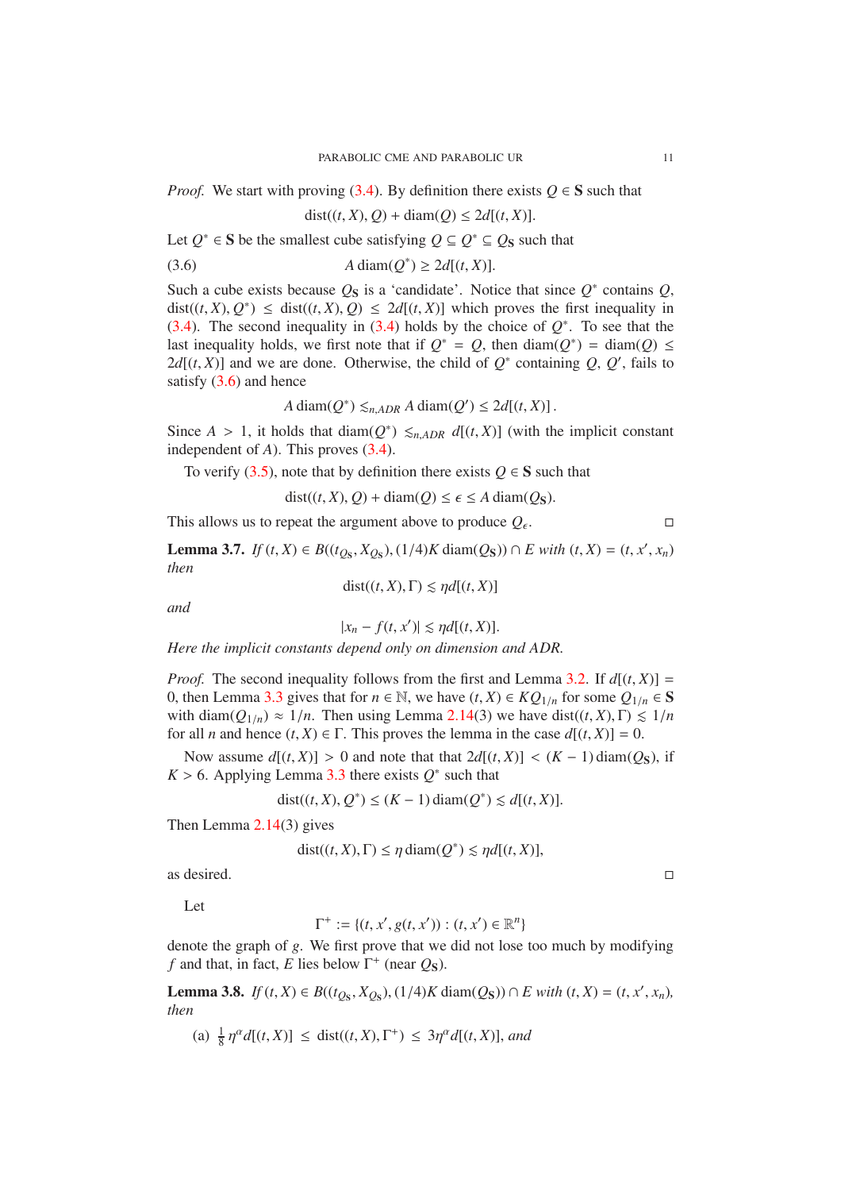*Proof.* We start with proving (3.4). By definition there exists $Q \in \mathbf{S}$ such that

$$\operatorname{dist}((t, X), Q) + \operatorname{diam}(Q) \le 2d[(t, X)].$$

Let $Q^* \in \mathbf{S}$ be the smallest cube satisfying $Q \subseteq Q^* \subseteq Q_{\mathbf{S}}$ such that

$$A \operatorname{diam}(Q^*) \ge 2d[(t, X)]. \tag{3.6}$$

Such a cube exists because $Q_{\mathbf{S}}$ is a 'candidate'. Notice that since $Q^*$ contains $Q$, $\operatorname{dist}((t, X), Q^*) \le \operatorname{dist}((t, X), Q) \le 2d[(t, X)]$ which proves the first inequality in (3.4). The second inequality in (3.4) holds by the choice of $Q^*$. To see that the last inequality holds, we first note that if $Q^* = Q$, then $\operatorname{diam}(Q^*) = \operatorname{diam}(Q) \le 2d[(t, X)]$ and we are done. Otherwise, the child of $Q^*$ containing $Q$, $Q'$, fails to satisfy (3.6) and hence

$$A \operatorname{diam}(Q^*) \lesssim_{n,ADR} A \operatorname{diam}(Q') \le 2d[(t, X)] .$$

Since $A > 1$, it holds that $\operatorname{diam}(Q^*) \lesssim_{n,ADR} d[(t, X)]$ (with the implicit constant independent of $A$). This proves (3.4).

To verify (3.5), note that by definition there exists $Q \in \mathbf{S}$ such that

$$\operatorname{dist}((t, X), Q) + \operatorname{diam}(Q) \le \epsilon \le A \operatorname{diam}(Q_{\mathbf{S}}).$$

This allows us to repeat the argument above to produce $Q_\epsilon$. □

**Lemma 3.7.** *If $(t, X) \in B((t_{Q_{\mathbf{S}}}, X_{Q_{\mathbf{S}}}), (1/4)K \operatorname{diam}(Q_{\mathbf{S}})) \cap E$ with $(t, X) = (t, x', x_n)$ then*

$$\operatorname{dist}((t, X), \Gamma) \lesssim \eta d[(t, X)]$$

*and*

$$|x_n - f(t, x')| \lesssim \eta d[(t, X)].$$

*Here the implicit constants depend only on dimension and ADR.*

*Proof.* The second inequality follows from the first and Lemma 3.2. If $d[(t, X)] = 0$, then Lemma 3.3 gives that for $n \in \mathbb{N}$, we have $(t, X) \in KQ_{1/n}$ for some $Q_{1/n} \in \mathbf{S}$ with $\operatorname{diam}(Q_{1/n}) \approx 1/n$. Then using Lemma 2.14(3) we have $\operatorname{dist}((t, X), \Gamma) \lesssim 1/n$ for all $n$ and hence $(t, X) \in \Gamma$. This proves the lemma in the case $d[(t, X)] = 0$.

Now assume $d[(t, X)] > 0$ and note that that $2d[(t, X)] < (K - 1) \operatorname{diam}(Q_{\mathbf{S}})$, if $K > 6$. Applying Lemma 3.3 there exists $Q^*$ such that

$$\operatorname{dist}((t, X), Q^*) \le (K - 1) \operatorname{diam}(Q^*) \lesssim d[(t, X)].$$

Then Lemma 2.14(3) gives

$$\operatorname{dist}((t, X), \Gamma) \le \eta \operatorname{diam}(Q^*) \lesssim \eta d[(t, X)],$$

as desired. □

Let

$$\Gamma^+ := \{(t, x', g(t, x')) : (t, x') \in \mathbb{R}^n\}$$

denote the graph of $g$. We first prove that we did not lose too much by modifying $f$ and that, in fact, $E$ lies below $\Gamma^+$ (near $Q_{\mathbf{S}}$).

**Lemma 3.8.** *If $(t, X) \in B((t_{Q_{\mathbf{S}}}, X_{Q_{\mathbf{S}}}), (1/4)K \operatorname{diam}(Q_{\mathbf{S}})) \cap E$ with $(t, X) = (t, x', x_n)$, then*

(a) $\frac{1}{8}\eta^\alpha d[(t, X)] \le \operatorname{dist}((t, X), \Gamma^+) \le 3\eta^\alpha d[(t, X)]$, *and*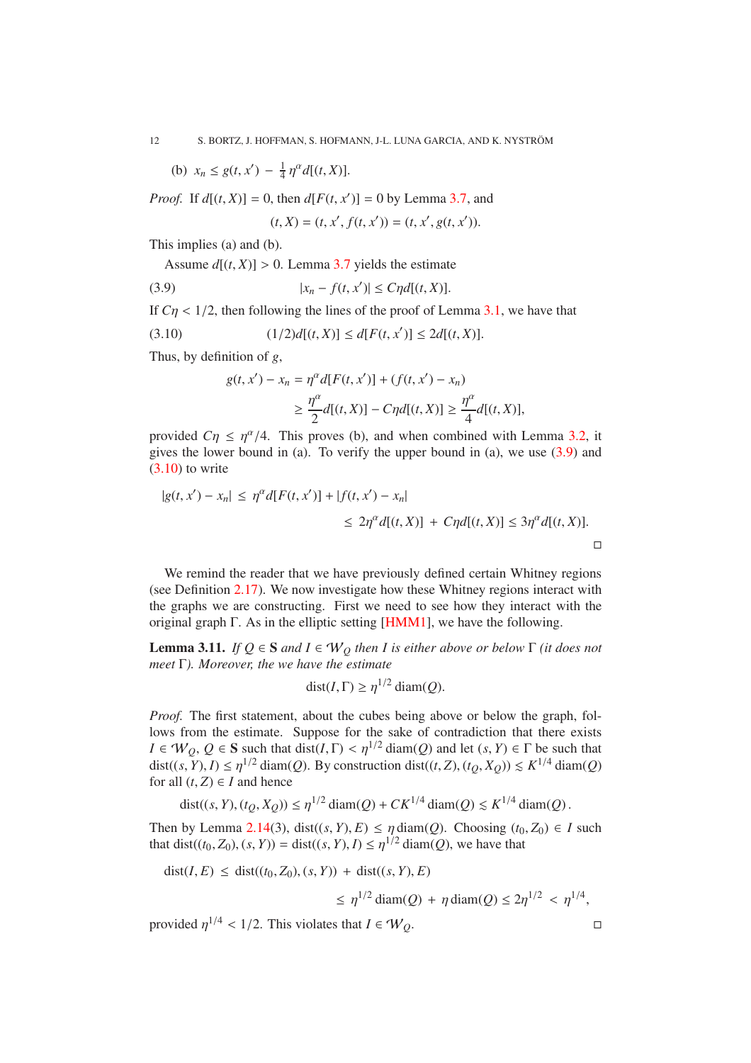(b) $x_n \le g(t, x') - \frac{1}{4}\eta^\alpha d[(t, X)]$.

*Proof.* If $d[(t, X)] = 0$, then $d[F(t, x')] = 0$ by Lemma 3.7, and

$$(t, X) = (t, x', f(t, x')) = (t, x', g(t, x')).$$

This implies (a) and (b).

Assume $d[(t, X)] > 0$. Lemma 3.7 yields the estimate

$$|x_n - f(t, x')| \le C\eta d[(t, X)]. \tag{3.9}$$

If $C\eta < 1/2$, then following the lines of the proof of Lemma 3.1, we have that

$$(1/2)d[(t, X)] \le d[F(t, x')] \le 2d[(t, X)]. \tag{3.10}$$

Thus, by definition of $g$,

$$\begin{aligned} g(t, x') - x_n &= \eta^\alpha d[F(t, x')] + (f(t, x') - x_n) \\ &\ge \frac{\eta^\alpha}{2} d[(t, X)] - C\eta d[(t, X)] \ge \frac{\eta^\alpha}{4} d[(t, X)], \end{aligned}$$

provided $C\eta \le \eta^\alpha/4$. This proves (b), and when combined with Lemma 3.2, it gives the lower bound in (a). To verify the upper bound in (a), we use (3.9) and (3.10) to write

$$\begin{aligned} |g(t, x') - x_n| &\le \eta^\alpha d[F(t, x')] + |f(t, x') - x_n| \\ &\le 2\eta^\alpha d[(t, X)] + C\eta d[(t, X)] \le 3\eta^\alpha d[(t, X)]. \end{aligned}$$

□

We remind the reader that we have previously defined certain Whitney regions (see Definition 2.17). We now investigate how these Whitney regions interact with the graphs we are constructing. First we need to see how they interact with the original graph $\Gamma$. As in the elliptic setting [HMM1], we have the following.

**Lemma 3.11.** *If $Q \in \mathbf{S}$ and $I \in \mathcal{W}_Q$ then $I$ is either above or below $\Gamma$ (it does not meet $\Gamma$). Moreover, the we have the estimate*

$$\operatorname{dist}(I, \Gamma) \ge \eta^{1/2} \operatorname{diam}(Q).$$

*Proof.* The first statement, about the cubes being above or below the graph, follows from the estimate. Suppose for the sake of contradiction that there exists $I \in \mathcal{W}_Q$, $Q \in \mathbf{S}$ such that $\operatorname{dist}(I, \Gamma) < \eta^{1/2} \operatorname{diam}(Q)$ and let $(s, Y) \in \Gamma$ be such that $\operatorname{dist}((s, Y), I) \le \eta^{1/2} \operatorname{diam}(Q)$. By construction $\operatorname{dist}((t, Z), (t_Q, X_Q)) \lesssim K^{1/4} \operatorname{diam}(Q)$ for all $(t, Z) \in I$ and hence

$$\operatorname{dist}((s, Y), (t_Q, X_Q)) \le \eta^{1/2} \operatorname{diam}(Q) + CK^{1/4} \operatorname{diam}(Q) \lesssim K^{1/4} \operatorname{diam}(Q).$$

Then by Lemma 2.14(3), $\operatorname{dist}((s, Y), E) \le \eta \operatorname{diam}(Q)$. Choosing $(t_0, Z_0) \in I$ such that $\operatorname{dist}((t_0, Z_0), (s, Y)) = \operatorname{dist}((s, Y), I) \le \eta^{1/2} \operatorname{diam}(Q)$, we have that

$$\begin{aligned} \operatorname{dist}(I, E) &\le \operatorname{dist}((t_0, Z_0), (s, Y)) + \operatorname{dist}((s, Y), E) \\ &\le \eta^{1/2} \operatorname{diam}(Q) + \eta \operatorname{diam}(Q) \le 2\eta^{1/2} < \eta^{1/4}, \end{aligned}$$

provided $\eta^{1/4} < 1/2$. This violates that $I \in \mathcal{W}_Q$. □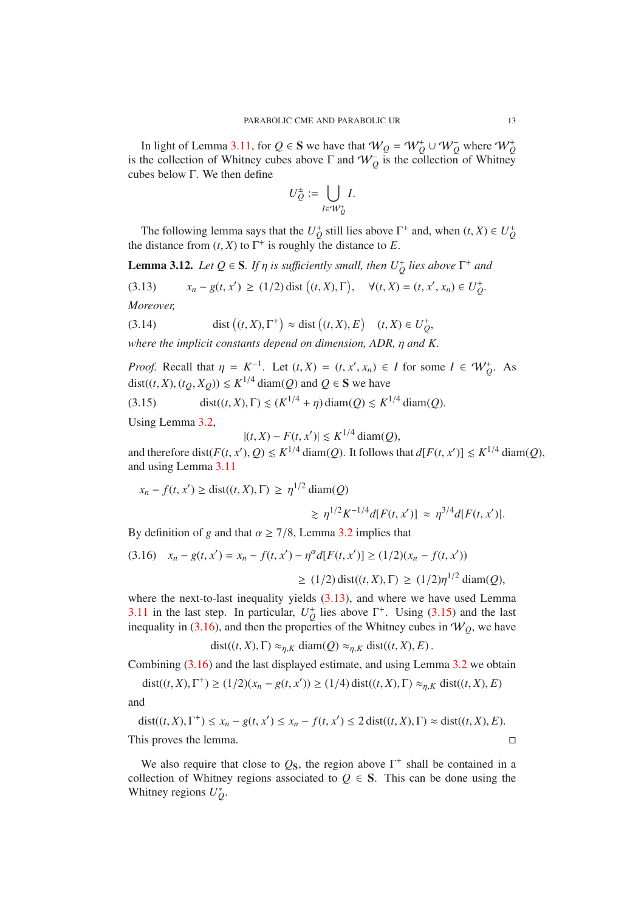In light of Lemma 3.11, for $Q \in \mathbf{S}$ we have that $\mathcal{W}_Q = \mathcal{W}_Q^+ \cup \mathcal{W}_Q^-$ where $\mathcal{W}_Q^+$ is the collection of Whitney cubes above $\Gamma$ and $\mathcal{W}_Q^-$ is the collection of Whitney cubes below $\Gamma$. We then define

$$U_Q^\pm := \bigcup_{I \in \mathcal{W}_Q^\pm} I.$$

The following lemma says that the $U_Q^+$ still lies above $\Gamma^+$ and, when $(t,X) \in U_Q^+$ the distance from $(t,X)$ to $\Gamma^+$ is roughly the distance to $E$.

**Lemma 3.12.** *Let $Q \in \mathbf{S}$. If $\eta$ is sufficiently small, then $U_Q^+$ lies above $\Gamma^+$ and*

$$x_n - g(t,x') \geq (1/2)\operatorname{dist}\big((t,X),\Gamma\big), \quad \forall (t,X) = (t,x',x_n) \in U_Q^+. \tag{3.13}$$

*Moreover,*

$$\operatorname{dist}\big((t,X),\Gamma^+\big) \approx \operatorname{dist}\big((t,X),E\big) \quad (t,X) \in U_Q^+, \tag{3.14}$$

*where the implicit constants depend on dimension, ADR, $\eta$ and $K$.*

*Proof.* Recall that $\eta = K^{-1}$. Let $(t,X) = (t,x',x_n) \in I$ for some $I \in \mathcal{W}_Q^+$. As $\operatorname{dist}((t,X),(t_Q,X_Q)) \lesssim K^{1/4}\operatorname{diam}(Q)$ and $Q \in \mathbf{S}$ we have

$$\operatorname{dist}((t,X),\Gamma) \lesssim (K^{1/4} + \eta)\operatorname{diam}(Q) \lesssim K^{1/4}\operatorname{diam}(Q). \tag{3.15}$$

Using Lemma 3.2,

$$|(t,X) - F(t,x')| \lesssim K^{1/4}\operatorname{diam}(Q),$$

and therefore $\operatorname{dist}(F(t,x'),Q) \lesssim K^{1/4}\operatorname{diam}(Q)$. It follows that $d[F(t,x')] \lesssim K^{1/4}\operatorname{diam}(Q)$, and using Lemma 3.11

$$\begin{aligned} x_n - f(t,x') \geq \operatorname{dist}((t,X),\Gamma) &\geq \eta^{1/2}\operatorname{diam}(Q) \\ &\gtrsim \eta^{1/2}K^{-1/4}d[F(t,x')] \approx \eta^{3/4}d[F(t,x')]. \end{aligned}$$

By definition of $g$ and that $\alpha \geq 7/8$, Lemma 3.2 implies that

$$\begin{aligned} x_n - g(t,x') = x_n - f(t,x') - \eta^\alpha d[F(t,x')] &\geq (1/2)(x_n - f(t,x')) \\ &\geq (1/2)\operatorname{dist}((t,X),\Gamma) \geq (1/2)\eta^{1/2}\operatorname{diam}(Q), \end{aligned} \tag{3.16}$$

where the next-to-last inequality yields (3.13), and where we have used Lemma 3.11 in the last step. In particular, $U_Q^+$ lies above $\Gamma^+$. Using (3.15) and the last inequality in (3.16), and then the properties of the Whitney cubes in $\mathcal{W}_Q$, we have

$$\operatorname{dist}((t,X),\Gamma) \approx_{\eta,K} \operatorname{diam}(Q) \approx_{\eta,K} \operatorname{dist}((t,X),E).$$

Combining (3.16) and the last displayed estimate, and using Lemma 3.2 we obtain

$$\operatorname{dist}((t,X),\Gamma^+) \geq (1/2)(x_n - g(t,x')) \geq (1/4)\operatorname{dist}((t,X),\Gamma) \approx_{\eta,K} \operatorname{dist}((t,X),E)$$

and

$$\operatorname{dist}((t,X),\Gamma^+) \leq x_n - g(t,x') \leq x_n - f(t,x') \leq 2\operatorname{dist}((t,X),\Gamma) \approx \operatorname{dist}((t,X),E).$$

This proves the lemma. $\square$

We also require that close to $Q_{\mathbf{S}}$, the region above $\Gamma^+$ shall be contained in a collection of Whitney regions associated to $Q \in \mathbf{S}$. This can be done using the Whitney regions $U_Q^*$.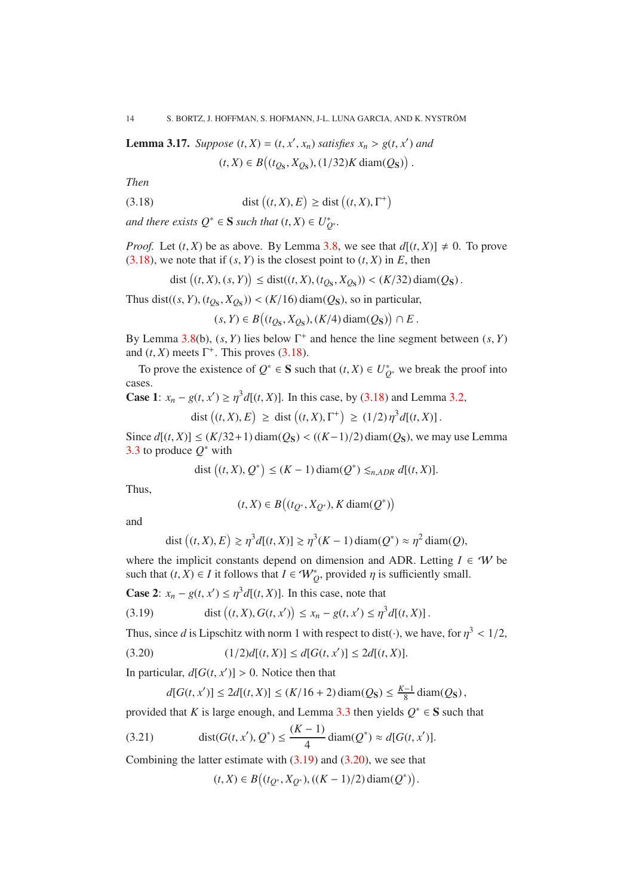**Lemma 3.17.** *Suppose $(t, X) = (t, x', x_n)$ satisfies $x_n > g(t, x')$ and*

$$(t, X) \in B\big((t_{Q_{\mathbf{S}}}, X_{Q_{\mathbf{S}}}), (1/32)K \operatorname{diam}(Q_{\mathbf{S}})\big) .$$

*Then*

$$\operatorname{dist}\big((t, X), E\big) \geq \operatorname{dist}\big((t, X), \Gamma^+\big) \tag{3.18}$$

*and there exists $Q^* \in \mathbf{S}$ such that $(t, X) \in U^*_{Q^*}$.*

*Proof.* Let $(t, X)$ be as above. By Lemma 3.8, we see that $d[(t, X)] \neq 0$. To prove (3.18), we note that if $(s, Y)$ is the closest point to $(t, X)$ in $E$, then

$$\operatorname{dist}\big((t, X), (s, Y)\big) \leq \operatorname{dist}((t, X), (t_{Q_{\mathbf{S}}}, X_{Q_{\mathbf{S}}})) < (K/32) \operatorname{diam}(Q_{\mathbf{S}}) .$$

Thus $\operatorname{dist}((s, Y), (t_{Q_{\mathbf{S}}}, X_{Q_{\mathbf{S}}})) < (K/16) \operatorname{diam}(Q_{\mathbf{S}})$, so in particular,

$$(s, Y) \in B\big((t_{Q_{\mathbf{S}}}, X_{Q_{\mathbf{S}}}), (K/4) \operatorname{diam}(Q_{\mathbf{S}})\big) \cap E .$$

By Lemma 3.8(b), $(s, Y)$ lies below $\Gamma^+$ and hence the line segment between $(s, Y)$ and $(t, X)$ meets $\Gamma^+$. This proves (3.18).

To prove the existence of $Q^* \in \mathbf{S}$ such that $(t, X) \in U^*_{Q^*}$ we break the proof into cases.

**Case 1**: $x_n - g(t, x') \geq \eta^3 d[(t, X)]$. In this case, by (3.18) and Lemma 3.2,

$$\operatorname{dist}\big((t, X), E\big) \;\geq\; \operatorname{dist}\big((t, X), \Gamma^+\big) \;\geq\; (1/2)\,\eta^3 d[(t, X)] .$$

Since $d[(t, X)] \leq (K/32+1) \operatorname{diam}(Q_{\mathbf{S}}) < ((K-1)/2) \operatorname{diam}(Q_{\mathbf{S}})$, we may use Lemma 3.3 to produce $Q^*$ with

$$\operatorname{dist}\big((t, X), Q^*\big) \leq (K-1) \operatorname{diam}(Q^*) \lesssim_{n,ADR} d[(t, X)].$$

Thus,

$$(t, X) \in B\big((t_{Q^*}, X_{Q^*}), K \operatorname{diam}(Q^*)\big)$$

and

$$\operatorname{dist}\big((t, X), E\big) \gtrsim \eta^3 d[(t, X)] \gtrsim \eta^3 (K-1) \operatorname{diam}(Q^*) \approx \eta^2 \operatorname{diam}(Q),$$

where the implicit constants depend on dimension and ADR. Letting $I \in \mathcal{W}$ be such that $(t, X) \in I$ it follows that $I \in \mathcal{W}^*_Q$, provided $\eta$ is sufficiently small.

**Case 2**: $x_n - g(t, x') \leq \eta^3 d[(t, X)]$. In this case, note that

$$\operatorname{dist}\big((t, X), G(t, x')\big) \leq x_n - g(t, x') \leq \eta^3 d[(t, X)] . \tag{3.19}$$

Thus, since $d$ is Lipschitz with norm 1 with respect to $\operatorname{dist}(\cdot)$, we have, for $\eta^3 < 1/2$,

$$(1/2) d[(t, X)] \leq d[G(t, x')] \leq 2d[(t, X)]. \tag{3.20}$$

In particular, $d[G(t, x')] > 0$. Notice then that

$$d[G(t, x')] \leq 2d[(t, X)] \leq (K/16 + 2) \operatorname{diam}(Q_{\mathbf{S}}) \leq \tfrac{K-1}{8} \operatorname{diam}(Q_{\mathbf{S}}) ,$$

provided that $K$ is large enough, and Lemma 3.3 then yields $Q^* \in \mathbf{S}$ such that

$$\operatorname{dist}(G(t, x'), Q^*) \leq \frac{(K-1)}{4} \operatorname{diam}(Q^*) \approx d[G(t, x')]. \tag{3.21}$$

Combining the latter estimate with (3.19) and (3.20), we see that

$$(t, X) \in B\big((t_{Q^*}, X_{Q^*}), ((K-1)/2) \operatorname{diam}(Q^*)\big) .$$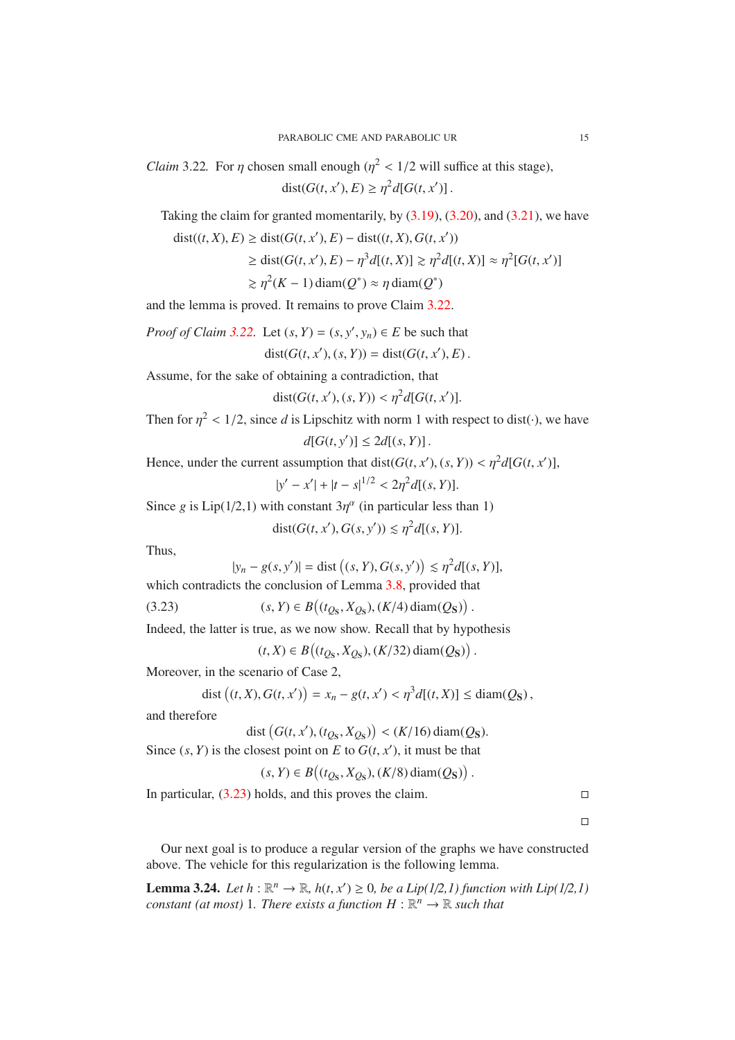*Claim* 3.22*.* For $\eta$ chosen small enough ($\eta^2 < 1/2$ will suffice at this stage),

$$\operatorname{dist}(G(t,x'),E) \geq \eta^2 d[G(t,x')]\,.$$

Taking the claim for granted momentarily, by (3.19), (3.20), and (3.21), we have

$$\begin{aligned}
\operatorname{dist}((t,X),E) &\geq \operatorname{dist}(G(t,x'),E) - \operatorname{dist}((t,X),G(t,x')) \\
&\geq \operatorname{dist}(G(t,x'),E) - \eta^3 d[(t,X)] \gtrsim \eta^2 d[(t,X)] \approx \eta^2[G(t,x')] \\
&\gtrsim \eta^2 (K-1)\operatorname{diam}(Q^*) \approx \eta \operatorname{diam}(Q^*)
\end{aligned}$$

and the lemma is proved. It remains to prove Claim 3.22.

*Proof of Claim 3.22.* Let $(s,Y) = (s,y',y_n) \in E$ be such that

$$\operatorname{dist}(G(t,x'),(s,Y)) = \operatorname{dist}(G(t,x'),E)\,.$$

Assume, for the sake of obtaining a contradiction, that

$$\operatorname{dist}(G(t,x'),(s,Y)) < \eta^2 d[G(t,x')].$$

Then for $\eta^2 < 1/2$, since $d$ is Lipschitz with norm 1 with respect to $\operatorname{dist}(\cdot)$, we have

$$d[G(t,y')] \leq 2d[(s,Y)]\,.$$

Hence, under the current assumption that $\operatorname{dist}(G(t,x'),(s,Y)) < \eta^2 d[G(t,x')]$,

$$|y'-x'| + |t-s|^{1/2} < 2\eta^2 d[(s,Y)].$$

Since $g$ is Lip(1/2,1) with constant $3\eta^\alpha$ (in particular less than 1)

$$\operatorname{dist}(G(t,x'),G(s,y')) \lesssim \eta^2 d[(s,Y)].$$

Thus,

$$|y_n - g(s,y')| = \operatorname{dist}\big((s,Y),G(s,y')\big) \lesssim \eta^2 d[(s,Y)],$$

which contradicts the conclusion of Lemma 3.8, provided that

$$(s,Y) \in B\big((t_{Q_{\mathbf{S}}},X_{Q_{\mathbf{S}}}),(K/4)\operatorname{diam}(Q_{\mathbf{S}})\big)\,. \tag{3.23}$$

Indeed, the latter is true, as we now show. Recall that by hypothesis

$$(t,X) \in B\big((t_{Q_{\mathbf{S}}},X_{Q_{\mathbf{S}}}),(K/32)\operatorname{diam}(Q_{\mathbf{S}})\big)\,.$$

Moreover, in the scenario of Case 2,

$$\operatorname{dist}\big((t,X),G(t,x')\big) = x_n - g(t,x') < \eta^3 d[(t,X)] \leq \operatorname{diam}(Q_{\mathbf{S}})\,,$$

and therefore

$$\operatorname{dist}\big(G(t,x'),(t_{Q_{\mathbf{S}}},X_{Q_{\mathbf{S}}})\big) < (K/16)\operatorname{diam}(Q_{\mathbf{S}}).$$

Since $(s,Y)$ is the closest point on $E$ to $G(t,x')$, it must be that

$$(s,Y) \in B\big((t_{Q_{\mathbf{S}}},X_{Q_{\mathbf{S}}}),(K/8)\operatorname{diam}(Q_{\mathbf{S}})\big)\,.$$

In particular, (3.23) holds, and this proves the claim. □

□

Our next goal is to produce a regular version of the graphs we have constructed above. The vehicle for this regularization is the following lemma.

**Lemma 3.24.** *Let $h : \mathbb{R}^n \to \mathbb{R}$, $h(t,x') \geq 0$, be a Lip(1/2,1) function with Lip(1/2,1) constant (at most)* 1*. There exists a function $H : \mathbb{R}^n \to \mathbb{R}$ such that*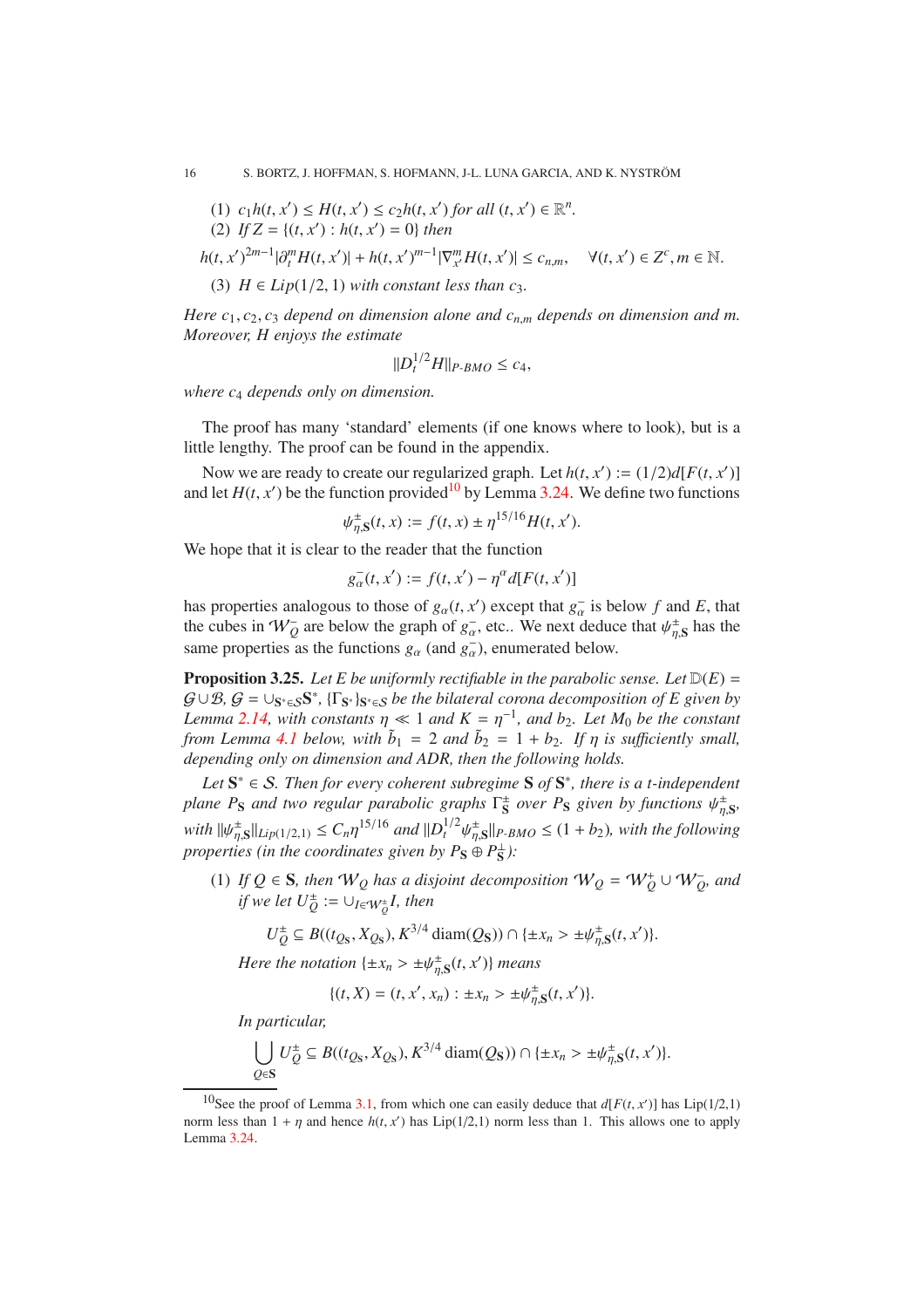(1) $c_1 h(t,x') \le H(t,x') \le c_2 h(t,x')$ *for all* $(t,x') \in \mathbb{R}^n$.

(2) *If* $Z = \{(t,x') : h(t,x') = 0\}$ *then*

$$h(t,x')^{2m-1}|\partial_t^m H(t,x')| + h(t,x')^{m-1}|\nabla_{x'}^m H(t,x')| \le c_{n,m}, \quad \forall (t,x') \in Z^c, m \in \mathbb{N}.$$

(3) $H \in Lip(1/2,1)$ *with constant less than* $c_3$.

*Here* $c_1, c_2, c_3$ *depend on dimension alone and* $c_{n,m}$ *depends on dimension and* $m$. *Moreover,* $H$ *enjoys the estimate*

$$\|D_t^{1/2} H\|_{P\text{-}BMO} \le c_4,$$

*where* $c_4$ *depends only on dimension.*

The proof has many 'standard' elements (if one knows where to look), but is a little lengthy. The proof can be found in the appendix.

Now we are ready to create our regularized graph. Let $h(t,x') := (1/2)d[F(t,x')]$ and let $H(t,x')$ be the function provided[10] by Lemma 3.24. We define two functions

$$\psi^{\pm}_{\eta,\mathbf{S}}(t,x) := f(t,x) \pm \eta^{15/16} H(t,x').$$

We hope that it is clear to the reader that the function

$$g^-_\alpha(t,x') := f(t,x') - \eta^\alpha d[F(t,x')]$$

has properties analogous to those of $g_\alpha(t,x')$ except that $g^-_\alpha$ is below $f$ and $E$, that the cubes in $\mathcal{W}^-_Q$ are below the graph of $g^-_\alpha$, etc.. We next deduce that $\psi^{\pm}_{\eta,\mathbf{S}}$ has the same properties as the functions $g_\alpha$ (and $g^-_\alpha$), enumerated below.

**Proposition 3.25.** *Let* $E$ *be uniformly rectifiable in the parabolic sense. Let* $\mathbb{D}(E) = \mathcal{G} \cup \mathcal{B}$, $\mathcal{G} = \cup_{\mathbf{S}^* \in \mathcal{S}} \mathbf{S}^*$, $\{\Gamma_{\mathbf{S}^*}\}_{\mathbf{S}^* \in \mathcal{S}}$ *be the bilateral corona decomposition of* $E$ *given by Lemma 2.14, with constants* $\eta \ll 1$ *and* $K = \eta^{-1}$, *and* $b_2$. *Let* $M_0$ *be the constant from Lemma 4.1 below, with* $\tilde{b}_1 = 2$ *and* $\tilde{b}_2 = 1 + b_2$. *If* $\eta$ *is sufficiently small, depending only on dimension and ADR, then the following holds.*

*Let* $\mathbf{S}^* \in \mathcal{S}$. *Then for every coherent subregime* $\mathbf{S}$ *of* $\mathbf{S}^*$, *there is a* $t$*-independent plane* $P_{\mathbf{S}}$ *and two regular parabolic graphs* $\Gamma^{\pm}_{\mathbf{S}}$ *over* $P_{\mathbf{S}}$ *given by functions* $\psi^{\pm}_{\eta,\mathbf{S}}$, *with* $\|\psi^{\pm}_{\eta,\mathbf{S}}\|_{Lip(1/2,1)} \le C_n \eta^{15/16}$ *and* $\|D_t^{1/2}\psi^{\pm}_{\eta,\mathbf{S}}\|_{P\text{-}BMO} \le (1+b_2)$, *with the following properties (in the coordinates given by* $P_{\mathbf{S}} \oplus P_{\mathbf{S}}^{\perp}$*):*

(1) *If* $Q \in \mathbf{S}$, *then* $\mathcal{W}_Q$ *has a disjoint decomposition* $\mathcal{W}_Q = \mathcal{W}^+_Q \cup \mathcal{W}^-_Q$, *and if we let* $U^{\pm}_Q := \cup_{I \in \mathcal{W}^{\pm}_Q} I$, *then*

$$U^{\pm}_Q \subseteq B((t_{Q_{\mathbf{S}}}, X_{Q_{\mathbf{S}}}), K^{3/4}\operatorname{diam}(Q_{\mathbf{S}})) \cap \{\pm x_n > \pm\psi^{\pm}_{\eta,\mathbf{S}}(t,x')\}.$$

*Here the notation* $\{\pm x_n > \pm\psi^{\pm}_{\eta,\mathbf{S}}(t,x')\}$ *means*

$$\{(t,X) = (t,x',x_n) : \pm x_n > \pm\psi^{\pm}_{\eta,\mathbf{S}}(t,x')\}.$$

*In particular,*

$$\bigcup_{Q \in \mathbf{S}} U^{\pm}_Q \subseteq B((t_{Q_{\mathbf{S}}}, X_{Q_{\mathbf{S}}}), K^{3/4}\operatorname{diam}(Q_{\mathbf{S}})) \cap \{\pm x_n > \pm\psi^{\pm}_{\eta,\mathbf{S}}(t,x')\}.$$

[10] See the proof of Lemma 3.1, from which one can easily deduce that $d[F(t,x')]$ has Lip(1/2,1) norm less than $1 + \eta$ and hence $h(t,x')$ has Lip(1/2,1) norm less than 1. This allows one to apply Lemma 3.24.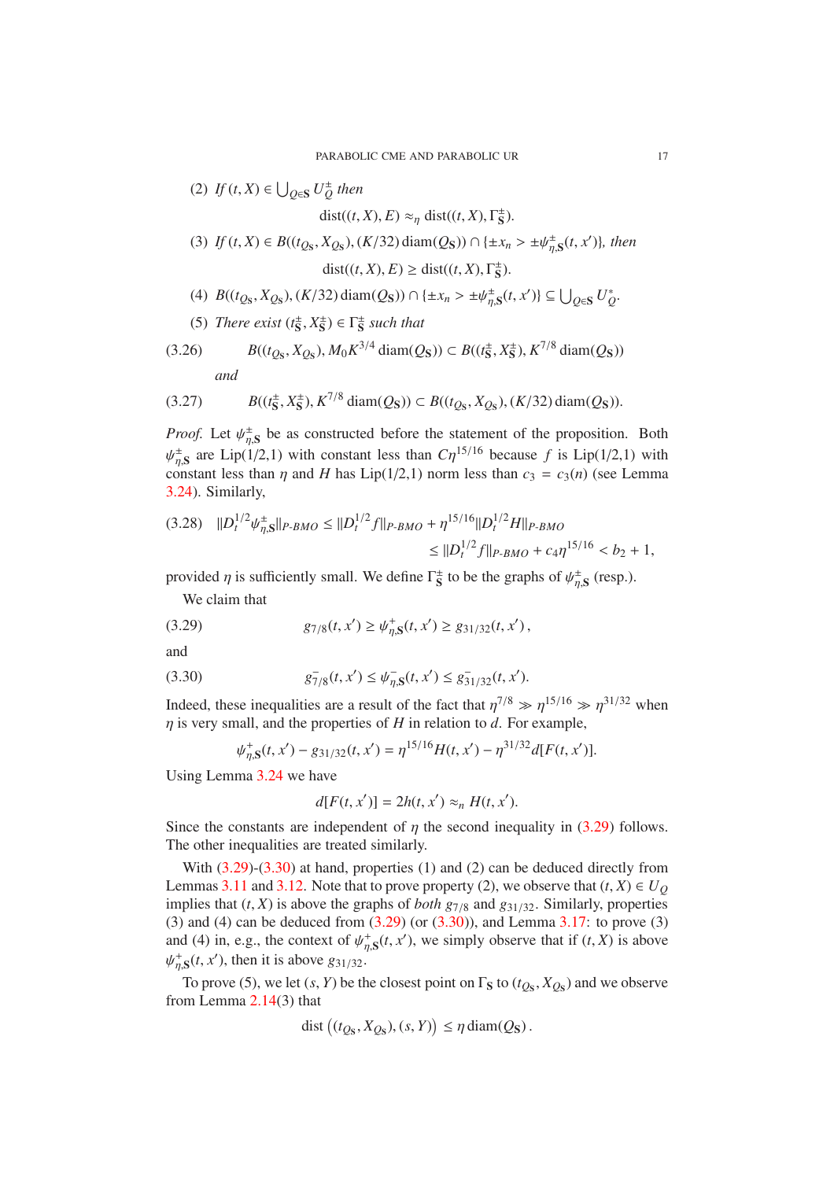(2) *If* $(t, X) \in \bigcup_{Q \in \mathbf{S}} U_Q^{\pm}$ *then*

$$\operatorname{dist}((t, X), E) \approx_\eta \operatorname{dist}((t, X), \Gamma_{\mathbf{S}}^{\pm}).$$

(3) *If* $(t, X) \in B((t_{Q_{\mathbf{S}}}, X_{Q_{\mathbf{S}}}), (K/32) \operatorname{diam}(Q_{\mathbf{S}})) \cap \{\pm x_n > \pm \psi_{\eta,\mathbf{S}}^{\pm}(t, x')\}$*, then*

$$\operatorname{dist}((t, X), E) \geq \operatorname{dist}((t, X), \Gamma_{\mathbf{S}}^{\pm}).$$

(4) $B((t_{Q_{\mathbf{S}}}, X_{Q_{\mathbf{S}}}), (K/32) \operatorname{diam}(Q_{\mathbf{S}})) \cap \{\pm x_n > \pm \psi_{\eta,\mathbf{S}}^{\pm}(t, x')\} \subseteq \bigcup_{Q \in \mathbf{S}} U_Q^*$.

(5) *There exist* $(t_{\mathbf{S}}^{\pm}, X_{\mathbf{S}}^{\pm}) \in \Gamma_{\mathbf{S}}^{\pm}$ *such that*

$$B((t_{Q_{\mathbf{S}}}, X_{Q_{\mathbf{S}}}), M_0 K^{3/4} \operatorname{diam}(Q_{\mathbf{S}})) \subset B((t_{\mathbf{S}}^{\pm}, X_{\mathbf{S}}^{\pm}), K^{7/8} \operatorname{diam}(Q_{\mathbf{S}})) \tag{3.26}$$

*and*

$$B((t_{\mathbf{S}}^{\pm}, X_{\mathbf{S}}^{\pm}), K^{7/8} \operatorname{diam}(Q_{\mathbf{S}})) \subset B((t_{Q_{\mathbf{S}}}, X_{Q_{\mathbf{S}}}), (K/32) \operatorname{diam}(Q_{\mathbf{S}})). \tag{3.27}$$

*Proof.* Let $\psi_{\eta,\mathbf{S}}^{\pm}$ be as constructed before the statement of the proposition. Both $\psi_{\eta,\mathbf{S}}^{\pm}$ are Lip(1/2,1) with constant less than $C\eta^{15/16}$ because $f$ is Lip(1/2,1) with constant less than $\eta$ and $H$ has Lip(1/2,1) norm less than $c_3 = c_3(n)$ (see Lemma 3.24). Similarly,

$$\begin{aligned} \|D_t^{1/2} \psi_{\eta,\mathbf{S}}^{\pm}\|_{P\text{-}BMO} &\leq \|D_t^{1/2} f\|_{P\text{-}BMO} + \eta^{15/16} \|D_t^{1/2} H\|_{P\text{-}BMO} \\ &\leq \|D_t^{1/2} f\|_{P\text{-}BMO} + c_4 \eta^{15/16} < b_2 + 1, \end{aligned} \tag{3.28}$$

provided $\eta$ is sufficiently small. We define $\Gamma_{\mathbf{S}}^{\pm}$ to be the graphs of $\psi_{\eta,\mathbf{S}}^{\pm}$ (resp.).

We claim that

$$g_{7/8}(t, x') \geq \psi_{\eta,\mathbf{S}}^{+}(t, x') \geq g_{31/32}(t, x'), \tag{3.29}$$

and

$$g_{7/8}^{-}(t, x') \leq \psi_{\eta,\mathbf{S}}^{-}(t, x') \leq g_{31/32}^{-}(t, x'). \tag{3.30}$$

Indeed, these inequalities are a result of the fact that $\eta^{7/8} \gg \eta^{15/16} \gg \eta^{31/32}$ when $\eta$ is very small, and the properties of $H$ in relation to $d$. For example,

$$\psi_{\eta,\mathbf{S}}^{+}(t, x') - g_{31/32}(t, x') = \eta^{15/16} H(t, x') - \eta^{31/32} d[F(t, x')].$$

Using Lemma 3.24 we have

$$d[F(t, x')] = 2h(t, x') \approx_n H(t, x').$$

Since the constants are independent of $\eta$ the second inequality in (3.29) follows. The other inequalities are treated similarly.

With (3.29)-(3.30) at hand, properties (1) and (2) can be deduced directly from Lemmas 3.11 and 3.12. Note that to prove property (2), we observe that $(t, X) \in U_Q$ implies that $(t, X)$ is above the graphs of *both* $g_{7/8}$ and $g_{31/32}$. Similarly, properties (3) and (4) can be deduced from (3.29) (or (3.30)), and Lemma 3.17: to prove (3) and (4) in, e.g., the context of $\psi_{\eta,\mathbf{S}}^{+}(t, x')$, we simply observe that if $(t, X)$ is above $\psi_{\eta,\mathbf{S}}^{+}(t, x')$, then it is above $g_{31/32}$.

To prove (5), we let $(s, Y)$ be the closest point on $\Gamma_{\mathbf{S}}$ to $(t_{Q_{\mathbf{S}}}, X_{Q_{\mathbf{S}}})$ and we observe from Lemma 2.14(3) that

$$\operatorname{dist}\big((t_{Q_{\mathbf{S}}}, X_{Q_{\mathbf{S}}}), (s, Y)\big) \leq \eta \operatorname{diam}(Q_{\mathbf{S}}).$$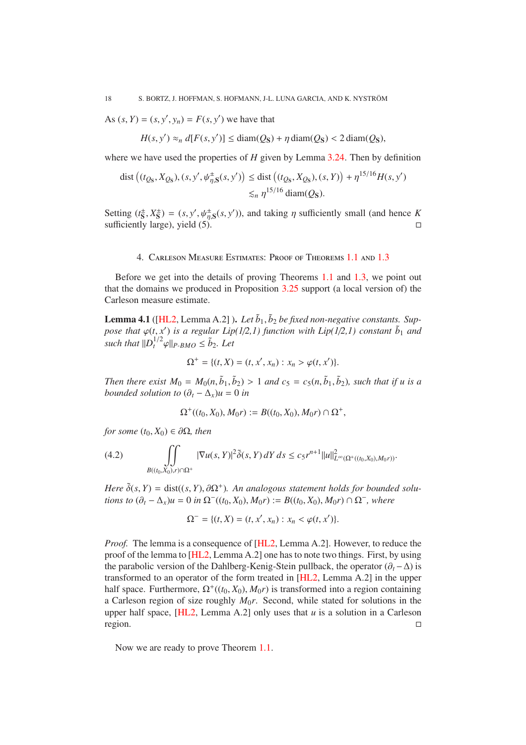As $(s, Y) = (s, y', y_n) = F(s, y')$ we have that

$$H(s, y') \approx_n d[F(s, y')] \leq \operatorname{diam}(Q_{\mathbf{S}}) + \eta \operatorname{diam}(Q_{\mathbf{S}}) < 2 \operatorname{diam}(Q_{\mathbf{S}}),$$

where we have used the properties of $H$ given by Lemma 3.24. Then by definition

$$\begin{aligned} \operatorname{dist}\left((t_{Q_{\mathbf{S}}}, X_{Q_{\mathbf{S}}}), (s, y', \psi^{\pm}_{\eta,\mathbf{S}}(s, y'))\right) &\leq \operatorname{dist}\left((t_{Q_{\mathbf{S}}}, X_{Q_{\mathbf{S}}}), (s, Y)\right) + \eta^{15/16} H(s, y') \\ &\lesssim_n \eta^{15/16} \operatorname{diam}(Q_{\mathbf{S}}). \end{aligned}$$

Setting $(t^{\pm}_{\mathbf{S}}, X^{\pm}_{\mathbf{S}}) = (s, y', \psi^{\pm}_{\eta,\mathbf{S}}(s, y'))$, and taking $\eta$ sufficiently small (and hence $K$ sufficiently large), yield (5). $\square$

## 4. Carleson Measure Estimates: Proof of Theorems 1.1 and 1.3

Before we get into the details of proving Theorems 1.1 and 1.3, we point out that the domains we produced in Proposition 3.25 support (a local version of) the Carleson measure estimate.

**Lemma 4.1** ([HL2, Lemma A.2] ). *Let $\tilde{b}_1, \tilde{b}_2$ be fixed non-negative constants. Suppose that $\varphi(t, x')$ is a regular Lip(1/2,1) function with Lip(1/2,1) constant $\tilde{b}_1$ and such that $\|D_t^{1/2}\varphi\|_{P\text{-}BMO} \leq \tilde{b}_2$. Let*

$$\Omega^+ = \{(t, X) = (t, x', x_n) : x_n > \varphi(t, x')\}.$$

*Then there exist $M_0 = M_0(n, \tilde{b}_1, \tilde{b}_2) > 1$ and $c_5 = c_5(n, \tilde{b}_1, \tilde{b}_2)$, such that if $u$ is a bounded solution to $(\partial_t - \Delta_x)u = 0$ in*

$$\Omega^+((t_0, X_0), M_0 r) := B((t_0, X_0), M_0 r) \cap \Omega^+,$$

*for some $(t_0, X_0) \in \partial\Omega$, then*

$$\iint_{B((t_0,X_0),r)\cap\Omega^+} |\nabla u(s, Y)|^2 \tilde{\delta}(s, Y)\, dY\, ds \leq c_5 r^{n+1} \|u\|^2_{L^\infty(\Omega^+((t_0,X_0),M_0 r))}. \tag{4.2}$$

*Here $\tilde{\delta}(s, Y) = \operatorname{dist}((s, Y), \partial\Omega^+)$. An analogous statement holds for bounded solutions to $(\partial_t - \Delta_x)u = 0$ in $\Omega^-((t_0, X_0), M_0 r) := B((t_0, X_0), M_0 r) \cap \Omega^-$, where*

$$\Omega^- = \{(t, X) = (t, x', x_n) : x_n < \varphi(t, x')\}.$$

*Proof.* The lemma is a consequence of [HL2, Lemma A.2]. However, to reduce the proof of the lemma to [HL2, Lemma A.2] one has to note two things. First, by using the parabolic version of the Dahlberg-Kenig-Stein pullback, the operator $(\partial_t - \Delta)$ is transformed to an operator of the form treated in [HL2, Lemma A.2] in the upper half space. Furthermore, $\Omega^+((t_0, X_0), M_0 r)$ is transformed into a region containing a Carleson region of size roughly $M_0 r$. Second, while stated for solutions in the upper half space, [HL2, Lemma A.2] only uses that $u$ is a solution in a Carleson region. $\square$

Now we are ready to prove Theorem 1.1.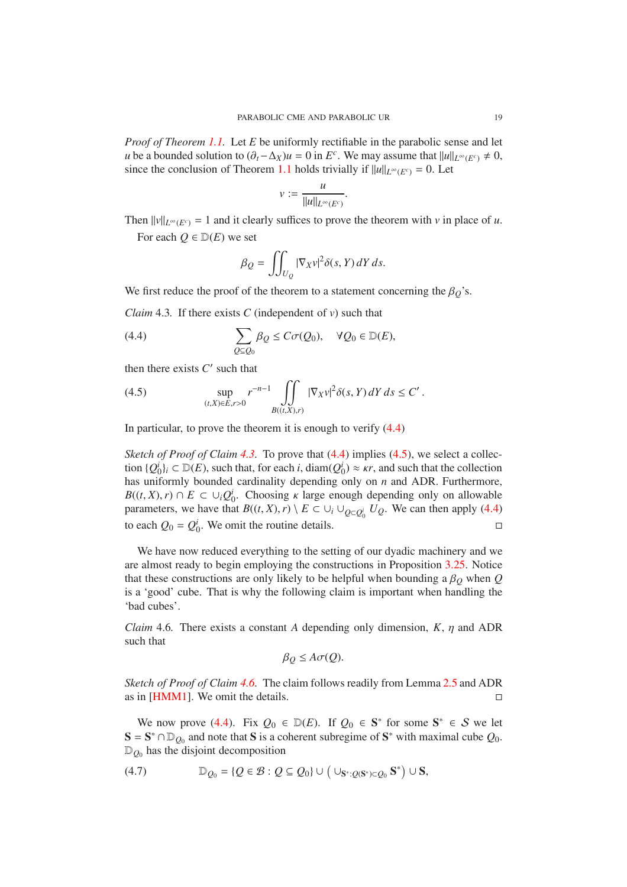*Proof of Theorem 1.1.* Let $E$ be uniformly rectifiable in the parabolic sense and let $u$ be a bounded solution to $(\partial_t - \Delta_X)u = 0$ in $E^c$. We may assume that $\|u\|_{L^\infty(E^c)} \neq 0$, since the conclusion of Theorem 1.1 holds trivially if $\|u\|_{L^\infty(E^c)} = 0$. Let

$$v := \frac{u}{\|u\|_{L^\infty(E^c)}}.$$

Then $\|v\|_{L^\infty(E^c)} = 1$ and it clearly suffices to prove the theorem with $v$ in place of $u$.

For each $Q \in \mathbb{D}(E)$ we set

$$\beta_Q = \iint_{U_Q} |\nabla_X v|^2 \delta(s,Y)\, dY\, ds.$$

We first reduce the proof of the theorem to a statement concerning the $\beta_Q$'s.

*Claim* 4.3. If there exists $C$ (independent of $v$) such that

$$\sum_{Q \subseteq Q_0} \beta_Q \leq C\sigma(Q_0), \quad \forall Q_0 \in \mathbb{D}(E), \tag{4.4}$$

then there exists $C'$ such that

$$\sup_{(t,X)\in E, r>0} r^{-n-1} \iint_{B((t,X),r)} |\nabla_X v|^2 \delta(s,Y)\, dY\, ds \leq C'\,. \tag{4.5}$$

In particular, to prove the theorem it is enough to verify (4.4)

*Sketch of Proof of Claim 4.3.* To prove that (4.4) implies (4.5), we select a collection $\{Q_0^i\}_i \subset \mathbb{D}(E)$, such that, for each $i$, $\mathrm{diam}(Q_0^i) \approx \kappa r$, and such that the collection has uniformly bounded cardinality depending only on $n$ and ADR. Furthermore, $B((t,X),r) \cap E \subset \cup_i Q_0^i$. Choosing $\kappa$ large enough depending only on allowable parameters, we have that $B((t,X),r) \setminus E \subset \cup_i \cup_{Q \subset Q_0^i} U_Q$. We can then apply (4.4) to each $Q_0 = Q_0^i$. We omit the routine details. □

We have now reduced everything to the setting of our dyadic machinery and we are almost ready to begin employing the constructions in Proposition 3.25. Notice that these constructions are only likely to be helpful when bounding a $\beta_Q$ when $Q$ is a 'good' cube. That is why the following claim is important when handling the 'bad cubes'.

*Claim* 4.6. There exists a constant $A$ depending only dimension, $K$, $\eta$ and ADR such that

$$\beta_Q \leq A\sigma(Q).$$

*Sketch of Proof of Claim 4.6.* The claim follows readily from Lemma 2.5 and ADR as in [HMM1]. We omit the details. □

We now prove (4.4). Fix $Q_0 \in \mathbb{D}(E)$. If $Q_0 \in \mathbf{S}^*$ for some $\mathbf{S}^* \in \mathcal{S}$ we let $\mathbf{S} = \mathbf{S}^* \cap \mathbb{D}_{Q_0}$ and note that $\mathbf{S}$ is a coherent subregime of $\mathbf{S}^*$ with maximal cube $Q_0$. $\mathbb{D}_{Q_0}$ has the disjoint decomposition

$$\mathbb{D}_{Q_0} = \{Q \in \mathcal{B} : Q \subseteq Q_0\} \cup \left(\cup_{\mathbf{S}^* : Q(\mathbf{S}^*) \subset Q_0} \mathbf{S}^*\right) \cup \mathbf{S}, \tag{4.7}$$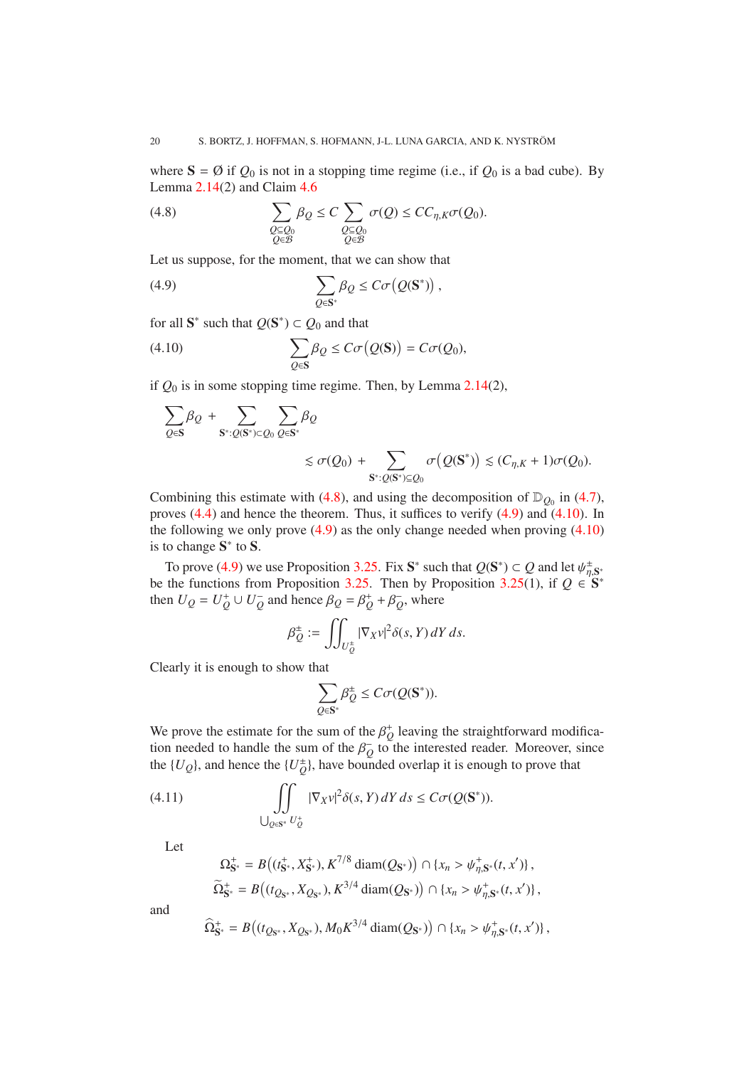where $\mathbf{S} = \emptyset$ if $Q_0$ is not in a stopping time regime (i.e., if $Q_0$ is a bad cube). By Lemma 2.14(2) and Claim 4.6

$$\sum_{\substack{Q \subseteq Q_0 \\ Q \in \mathcal{B}}} \beta_Q \leq C \sum_{\substack{Q \subseteq Q_0 \\ Q \in \mathcal{B}}} \sigma(Q) \leq C C_{\eta,K} \sigma(Q_0). \tag{4.8}$$

Let us suppose, for the moment, that we can show that

$$\sum_{Q \in \mathbf{S}^*} \beta_Q \leq C\sigma\big(Q(\mathbf{S}^*)\big)\,, \tag{4.9}$$

for all $\mathbf{S}^*$ such that $Q(\mathbf{S}^*) \subset Q_0$ and that

$$\sum_{Q \in \mathbf{S}} \beta_Q \leq C\sigma\big(Q(\mathbf{S})\big) = C\sigma(Q_0), \tag{4.10}$$

if $Q_0$ is in some stopping time regime. Then, by Lemma 2.14(2),

$$\sum_{Q \in \mathbf{S}} \beta_Q + \sum_{\mathbf{S}^* : Q(\mathbf{S}^*) \subset Q_0} \sum_{Q \in \mathbf{S}^*} \beta_Q$$
$$\lesssim \sigma(Q_0) + \sum_{\mathbf{S}^* : Q(\mathbf{S}^*) \subseteq Q_0} \sigma\big(Q(\mathbf{S}^*)\big) \lesssim (C_{\eta,K} + 1)\sigma(Q_0).$$

Combining this estimate with (4.8), and using the decomposition of $\mathbb{D}_{Q_0}$ in (4.7), proves (4.4) and hence the theorem. Thus, it suffices to verify (4.9) and (4.10). In the following we only prove (4.9) as the only change needed when proving (4.10) is to change $\mathbf{S}^*$ to $\mathbf{S}$.

To prove (4.9) we use Proposition 3.25. Fix $\mathbf{S}^*$ such that $Q(\mathbf{S}^*) \subset Q$ and let $\psi^{\pm}_{\eta,\mathbf{S}^*}$ be the functions from Proposition 3.25. Then by Proposition 3.25(1), if $Q \in \mathbf{S}^*$ then $U_Q = U_Q^+ \cup U_Q^-$ and hence $\beta_Q = \beta_Q^+ + \beta_Q^-$, where

$$\beta_Q^{\pm} := \iint_{U_Q^{\pm}} |\nabla_X v|^2 \delta(s, Y)\, dY\, ds.$$

Clearly it is enough to show that

$$\sum_{Q \in \mathbf{S}^*} \beta_Q^{\pm} \leq C\sigma(Q(\mathbf{S}^*)).$$

We prove the estimate for the sum of the $\beta_Q^+$ leaving the straightforward modification needed to handle the sum of the $\beta_Q^-$ to the interested reader. Moreover, since the $\{U_Q\}$, and hence the $\{U_Q^{\pm}\}$, have bounded overlap it is enough to prove that

$$\iint_{\bigcup_{Q \in \mathbf{S}^*} U_Q^+} |\nabla_X v|^2 \delta(s, Y)\, dY\, ds \leq C\sigma(Q(\mathbf{S}^*)). \tag{4.11}$$

Let

$$\Omega^+_{\mathbf{S}^*} = B\big((t^+_{\mathbf{S}^*}, X^+_{\mathbf{S}^*}), K^{7/8} \operatorname{diam}(Q_{\mathbf{S}^*})\big) \cap \{x_n > \psi^+_{\eta,\mathbf{S}^*}(t, x')\}\,,$$
$$\widetilde{\Omega}^+_{\mathbf{S}^*} = B\big((t_{Q_{\mathbf{S}^*}}, X_{Q_{\mathbf{S}^*}}), K^{3/4} \operatorname{diam}(Q_{\mathbf{S}^*})\big) \cap \{x_n > \psi^+_{\eta,\mathbf{S}^*}(t, x')\}\,,$$

and

$$\widehat{\Omega}^+_{\mathbf{S}^*} = B\big((t_{Q_{\mathbf{S}^*}}, X_{Q_{\mathbf{S}^*}}), M_0 K^{3/4} \operatorname{diam}(Q_{\mathbf{S}^*})\big) \cap \{x_n > \psi^+_{\eta,\mathbf{S}^*}(t, x')\}\,,$$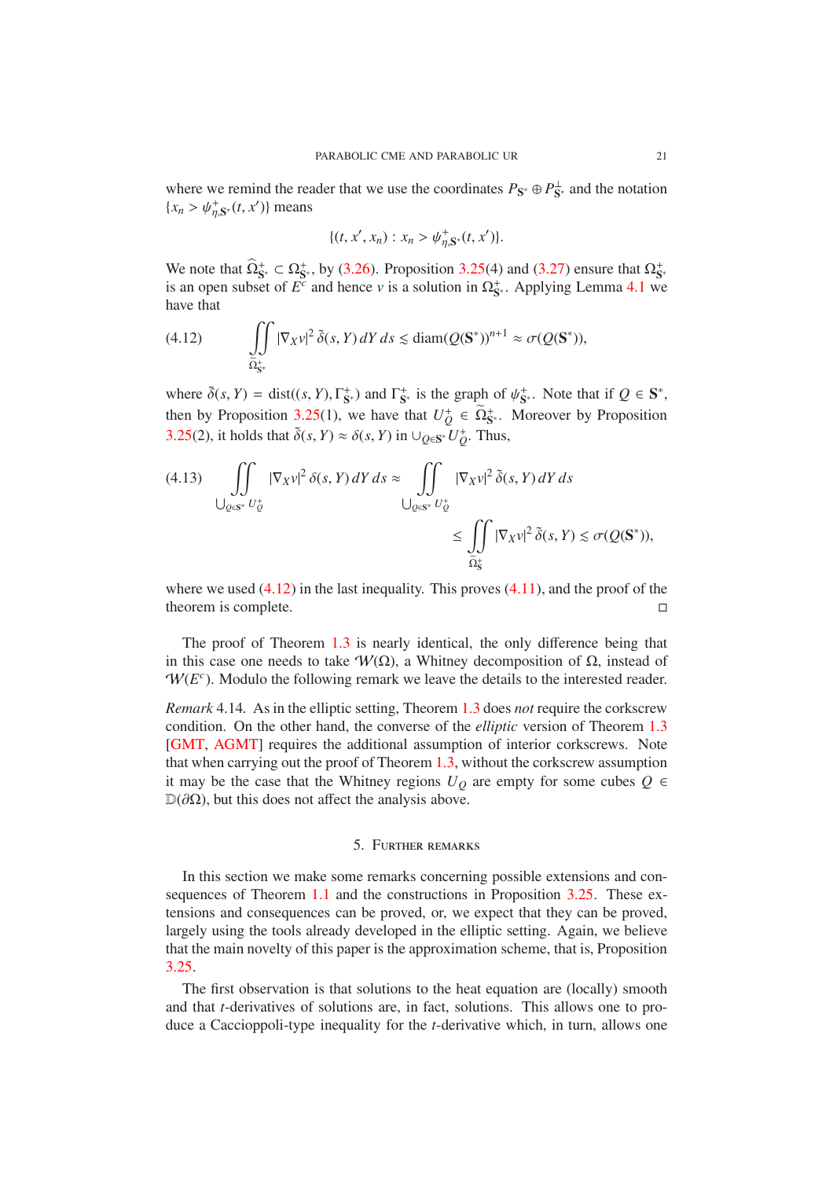where we remind the reader that we use the coordinates $P_{\mathbf{S}^*} \oplus P_{\mathbf{S}^*}^{\perp}$ and the notation $\{x_n > \psi^+_{\eta,\mathbf{S}^*}(t,x')\}$ means

$$\{(t,x',x_n) : x_n > \psi^+_{\eta,\mathbf{S}^*}(t,x')\}.$$

We note that $\widehat{\Omega}^+_{\mathbf{S}^*} \subset \Omega^+_{\mathbf{S}^*}$, by (3.26). Proposition 3.25(4) and (3.27) ensure that $\Omega^+_{\mathbf{S}^*}$ is an open subset of $E^c$ and hence $v$ is a solution in $\Omega^+_{\mathbf{S}^*}$. Applying Lemma 4.1 we have that

$$\iint\limits_{\widehat{\Omega}^+_{\mathbf{S}^*}} |\nabla_X v|^2\, \tilde{\delta}(s,Y)\, dY\, ds \lesssim \operatorname{diam}(Q(\mathbf{S}^*))^{n+1} \approx \sigma(Q(\mathbf{S}^*)), \tag{4.12}$$

where $\tilde{\delta}(s,Y) = \operatorname{dist}((s,Y),\Gamma^+_{\mathbf{S}^*})$ and $\Gamma^+_{\mathbf{S}^*}$ is the graph of $\psi^+_{\mathbf{S}^*}$. Note that if $Q \in \mathbf{S}^*$, then by Proposition 3.25(1), we have that $U^+_Q \in \widetilde{\Omega}^+_{\mathbf{S}^*}$. Moreover by Proposition 3.25(2), it holds that $\tilde{\delta}(s,Y) \approx \delta(s,Y)$ in $\cup_{Q\in\mathbf{S}^*} U^+_Q$. Thus,

$$\begin{aligned}
\iint\limits_{\bigcup_{Q\in\mathbf{S}^*} U^+_Q} |\nabla_X v|^2\, \delta(s,Y)\, dY\, ds &\approx \iint\limits_{\bigcup_{Q\in\mathbf{S}^*} U^+_Q} |\nabla_X v|^2\, \tilde{\delta}(s,Y)\, dY\, ds \\
&\le \iint\limits_{\widehat{\Omega}^+_{\mathbf{S}}} |\nabla_X v|^2\, \tilde{\delta}(s,Y) \lesssim \sigma(Q(\mathbf{S}^*)),
\end{aligned} \tag{4.13}$$

where we used (4.12) in the last inequality. This proves (4.11), and the proof of the theorem is complete. $\square$

The proof of Theorem 1.3 is nearly identical, the only difference being that in this case one needs to take $\mathcal{W}(\Omega)$, a Whitney decomposition of $\Omega$, instead of $\mathcal{W}(E^c)$. Modulo the following remark we leave the details to the interested reader.

*Remark* 4.14. As in the elliptic setting, Theorem 1.3 does *not* require the corkscrew condition. On the other hand, the converse of the *elliptic* version of Theorem 1.3 [GMT, AGMT] requires the additional assumption of interior corkscrews. Note that when carrying out the proof of Theorem 1.3, without the corkscrew assumption it may be the case that the Whitney regions $U_Q$ are empty for some cubes $Q \in \mathbb{D}(\partial\Omega)$, but this does not affect the analysis above.

## 5. Further remarks

In this section we make some remarks concerning possible extensions and consequences of Theorem 1.1 and the constructions in Proposition 3.25. These extensions and consequences can be proved, or, we expect that they can be proved, largely using the tools already developed in the elliptic setting. Again, we believe that the main novelty of this paper is the approximation scheme, that is, Proposition 3.25.

The first observation is that solutions to the heat equation are (locally) smooth and that $t$-derivatives of solutions are, in fact, solutions. This allows one to produce a Caccioppoli-type inequality for the $t$-derivative which, in turn, allows one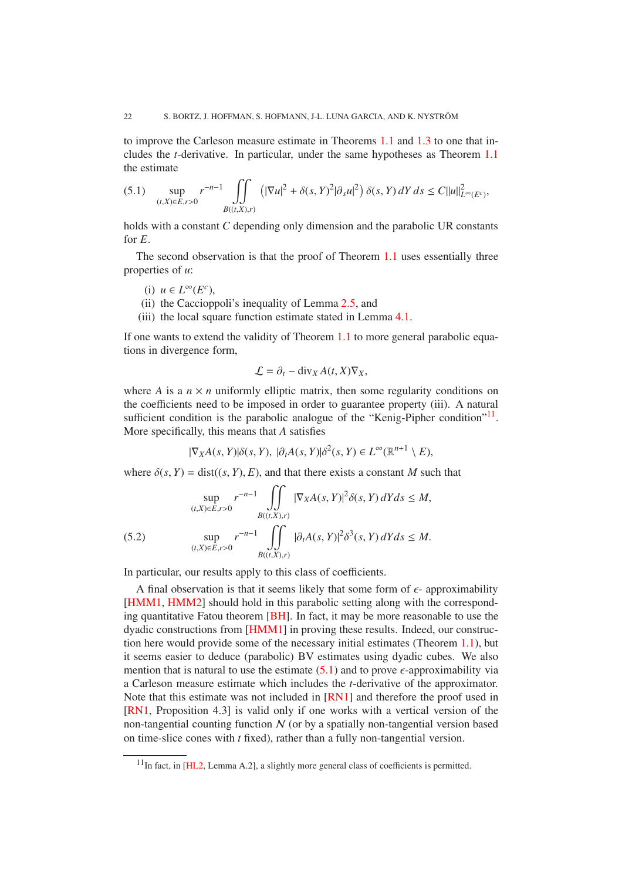to improve the Carleson measure estimate in Theorems 1.1 and 1.3 to one that includes the $t$-derivative. In particular, under the same hypotheses as Theorem 1.1 the estimate

$$\sup_{(t,X)\in E, r>0} r^{-n-1} \iint_{B((t,X),r)} \left(|\nabla u|^2 + \delta(s,Y)^2 |\partial_s u|^2\right) \delta(s,Y)\, dY\, ds \leq C\|u\|^2_{L^\infty(E^c)}, \tag{5.1}$$

holds with a constant $C$ depending only dimension and the parabolic UR constants for $E$.

The second observation is that the proof of Theorem 1.1 uses essentially three properties of $u$:

(i) $u \in L^\infty(E^c)$,
(ii) the Caccioppoli's inequality of Lemma 2.5, and
(iii) the local square function estimate stated in Lemma 4.1.

If one wants to extend the validity of Theorem 1.1 to more general parabolic equations in divergence form,

$$\mathcal{L} = \partial_t - \operatorname{div}_X A(t,X)\nabla_X,$$

where $A$ is a $n \times n$ uniformly elliptic matrix, then some regularity conditions on the coefficients need to be imposed in order to guarantee property (iii). A natural sufficient condition is the parabolic analogue of the "Kenig-Pipher condition"[11]. More specifically, this means that $A$ satisfies

$$|\nabla_X A(s,Y)|\delta(s,Y),\ |\partial_t A(s,Y)|\delta^2(s,Y) \in L^\infty(\mathbb{R}^{n+1}\setminus E),$$

where $\delta(s,Y) = \operatorname{dist}((s,Y),E)$, and that there exists a constant $M$ such that

$$\begin{aligned}
&\sup_{(t,X)\in E, r>0} r^{-n-1} \iint_{B((t,X),r)} |\nabla_X A(s,Y)|^2 \delta(s,Y)\, dY ds \leq M, \\
&\sup_{(t,X)\in E, r>0} r^{-n-1} \iint_{B((t,X),r)} |\partial_t A(s,Y)|^2 \delta^3(s,Y)\, dY ds \leq M.
\end{aligned} \tag{5.2}$$

In particular, our results apply to this class of coefficients.

A final observation is that it seems likely that some form of $\epsilon$- approximability [HMM1, HMM2] should hold in this parabolic setting along with the corresponding quantitative Fatou theorem [BH]. In fact, it may be more reasonable to use the dyadic constructions from [HMM1] in proving these results. Indeed, our construction here would provide some of the necessary initial estimates (Theorem 1.1), but it seems easier to deduce (parabolic) BV estimates using dyadic cubes. We also mention that is natural to use the estimate (5.1) and to prove $\epsilon$-approximability via a Carleson measure estimate which includes the $t$-derivative of the approximator. Note that this estimate was not included in [RN1] and therefore the proof used in [RN1, Proposition 4.3] is valid only if one works with a vertical version of the non-tangential counting function $\mathcal{N}$ (or by a spatially non-tangential version based on time-slice cones with $t$ fixed), rather than a fully non-tangential version.

[11] In fact, in [HL2, Lemma A.2], a slightly more general class of coefficients is permitted.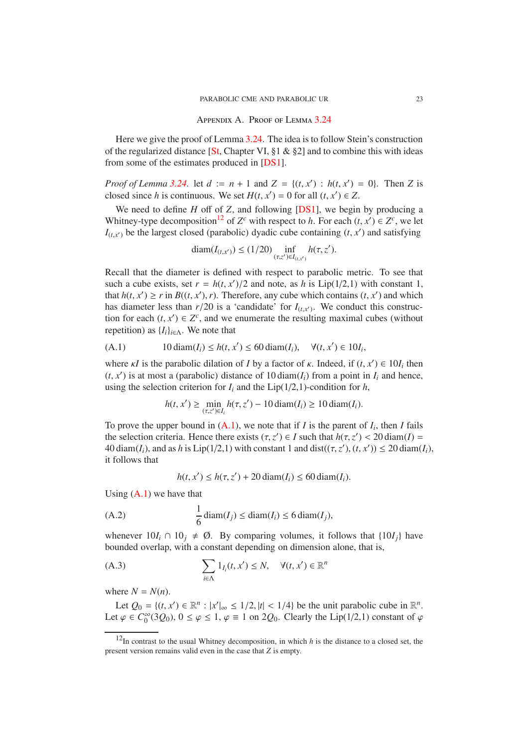## Appendix A. Proof of Lemma 3.24

Here we give the proof of Lemma 3.24. The idea is to follow Stein's construction of the regularized distance [St, Chapter VI, §1 & §2] and to combine this with ideas from some of the estimates produced in [DS1].

*Proof of Lemma 3.24.* let $d := n + 1$ and $Z = \{(t, x') : h(t, x') = 0\}$. Then $Z$ is closed since $h$ is continuous. We set $H(t, x') = 0$ for all $(t, x') \in Z$.

We need to define $H$ off of $Z$, and following [DS1], we begin by producing a Whitney-type decomposition[12] of $Z^c$ with respect to $h$. For each $(t, x') \in Z^c$, we let $I_{(t,x')}$ be the largest closed (parabolic) dyadic cube containing $(t, x')$ and satisfying

$$\operatorname{diam}(I_{(t,x')}) \le (1/20) \inf_{(\tau,z')\in I_{(t,x')}} h(\tau, z').$$

Recall that the diameter is defined with respect to parabolic metric. To see that such a cube exists, set $r = h(t, x')/2$ and note, as $h$ is Lip(1/2,1) with constant 1, that $h(t, x') \ge r$ in $B((t, x'), r)$. Therefore, any cube which contains $(t, x')$ and which has diameter less than $r/20$ is a 'candidate' for $I_{(t,x')}$. We conduct this construction for each $(t, x') \in Z^c$, and we enumerate the resulting maximal cubes (without repetition) as $\{I_i\}_{i\in\Lambda}$. We note that

$$10 \operatorname{diam}(I_i) \le h(t, x') \le 60 \operatorname{diam}(I_i), \quad \forall (t, x') \in 10I_i, \tag{A.1}$$

where $\kappa I$ is the parabolic dilation of $I$ by a factor of $\kappa$. Indeed, if $(t, x') \in 10I_i$ then $(t, x')$ is at most a (parabolic) distance of $10 \operatorname{diam}(I_i)$ from a point in $I_i$ and hence, using the selection criterion for $I_i$ and the Lip(1/2,1)-condition for $h$,

$$h(t, x') \ge \min_{(\tau,z')\in I_i} h(\tau, z') - 10 \operatorname{diam}(I_i) \ge 10 \operatorname{diam}(I_i).$$

To prove the upper bound in (A.1), we note that if $I$ is the parent of $I_i$, then $I$ fails the selection criteria. Hence there exists $(\tau, z') \in I$ such that $h(\tau, z') < 20 \operatorname{diam}(I) = 40 \operatorname{diam}(I_i)$, and as $h$ is Lip(1/2,1) with constant 1 and $\operatorname{dist}((\tau, z'), (t, x')) \le 20 \operatorname{diam}(I_i)$, it follows that

$$h(t, x') \le h(\tau, z') + 20 \operatorname{diam}(I_i) \le 60 \operatorname{diam}(I_i).$$

Using (A.1) we have that

$$\frac{1}{6} \operatorname{diam}(I_j) \le \operatorname{diam}(I_i) \le 6 \operatorname{diam}(I_j), \tag{A.2}$$

whenever $10I_i \cap 10_j \neq \emptyset$. By comparing volumes, it follows that $\{10I_j\}$ have bounded overlap, with a constant depending on dimension alone, that is,

$$\sum_{i\in\Lambda} 1_{I_i}(t, x') \le N, \quad \forall (t, x') \in \mathbb{R}^n \tag{A.3}$$

where $N = N(n)$.

Let $Q_0 = \{(t, x') \in \mathbb{R}^n : |x'|_\infty \le 1/2, |t| < 1/4\}$ be the unit parabolic cube in $\mathbb{R}^n$. Let $\varphi \in C_0^\infty(3Q_0)$, $0 \le \varphi \le 1$, $\varphi \equiv 1$ on $2Q_0$. Clearly the Lip(1/2,1) constant of $\varphi$

[12] In contrast to the usual Whitney decomposition, in which $h$ is the distance to a closed set, the present version remains valid even in the case that $Z$ is empty.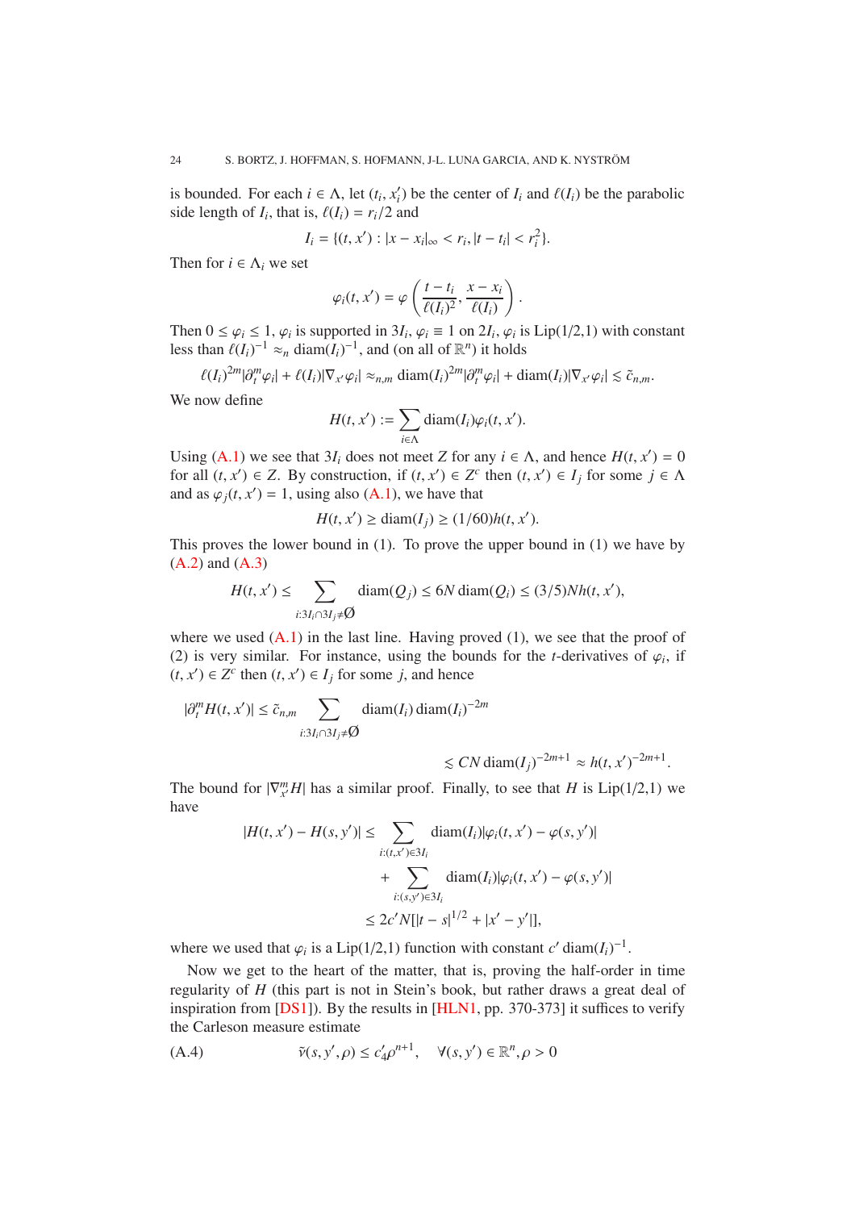is bounded. For each $i \in \Lambda$, let $(t_i, x_i')$ be the center of $I_i$ and $\ell(I_i)$ be the parabolic side length of $I_i$, that is, $\ell(I_i) = r_i/2$ and

$$I_i = \{(t, x') : |x - x_i|_\infty < r_i, |t - t_i| < r_i^2\}.$$

Then for $i \in \Lambda_i$ we set

$$\varphi_i(t, x') = \varphi\left(\frac{t - t_i}{\ell(I_i)^2}, \frac{x - x_i}{\ell(I_i)}\right).$$

Then $0 \le \varphi_i \le 1$, $\varphi_i$ is supported in $3I_i$, $\varphi_i \equiv 1$ on $2I_i$, $\varphi_i$ is Lip(1/2,1) with constant less than $\ell(I_i)^{-1} \approx_n \operatorname{diam}(I_i)^{-1}$, and (on all of $\mathbb{R}^n$) it holds

$$\ell(I_i)^{2m}|\partial_t^m \varphi_i| + \ell(I_i)|\nabla_{x'}\varphi_i| \approx_{n,m} \operatorname{diam}(I_i)^{2m}|\partial_t^m \varphi_i| + \operatorname{diam}(I_i)|\nabla_{x'}\varphi_i| \lesssim \tilde{c}_{n,m}.$$

We now define

$$H(t, x') := \sum_{i\in\Lambda} \operatorname{diam}(I_i)\varphi_i(t, x').$$

Using (A.1) we see that $3I_i$ does not meet $Z$ for any $i \in \Lambda$, and hence $H(t, x') = 0$ for all $(t, x') \in Z$. By construction, if $(t, x') \in Z^c$ then $(t, x') \in I_j$ for some $j \in \Lambda$ and as $\varphi_j(t, x') = 1$, using also (A.1), we have that

$$H(t, x') \ge \operatorname{diam}(I_j) \ge (1/60)h(t, x').$$

This proves the lower bound in (1). To prove the upper bound in (1) we have by (A.2) and (A.3)

$$H(t, x') \le \sum_{i:3I_i\cap 3I_j\neq\emptyset} \operatorname{diam}(Q_j) \le 6N \operatorname{diam}(Q_i) \le (3/5)Nh(t, x'),$$

where we used (A.1) in the last line. Having proved (1), we see that the proof of (2) is very similar. For instance, using the bounds for the $t$-derivatives of $\varphi_i$, if $(t, x') \in Z^c$ then $(t, x') \in I_j$ for some $j$, and hence

$$|\partial_t^m H(t, x')| \le \tilde{c}_{n,m} \sum_{i:3I_i\cap 3I_j\neq\emptyset} \operatorname{diam}(I_i) \operatorname{diam}(I_i)^{-2m}$$
$$\lesssim CN \operatorname{diam}(I_j)^{-2m+1} \approx h(t, x')^{-2m+1}.$$

The bound for $|\nabla_{x'}^m H|$ has a similar proof. Finally, to see that $H$ is Lip(1/2,1) we have

$$\begin{aligned}|H(t, x') - H(s, y')| &\le \sum_{i:(t,x')\in 3I_i} \operatorname{diam}(I_i)|\varphi_i(t, x') - \varphi(s, y')| \\ &\quad + \sum_{i:(s,y')\in 3I_i} \operatorname{diam}(I_i)|\varphi_i(t, x') - \varphi(s, y')| \\ &\le 2c'N[|t - s|^{1/2} + |x' - y'|],\end{aligned}$$

where we used that $\varphi_i$ is a Lip(1/2,1) function with constant $c' \operatorname{diam}(I_i)^{-1}$.

Now we get to the heart of the matter, that is, proving the half-order in time regularity of $H$ (this part is not in Stein's book, but rather draws a great deal of inspiration from [DS1]). By the results in [HLN1, pp. 370-373] it suffices to verify the Carleson measure estimate

$$\tilde{\nu}(s, y', \rho) \le c_4'\rho^{n+1}, \quad \forall(s, y') \in \mathbb{R}^n, \rho > 0 \tag{A.4}$$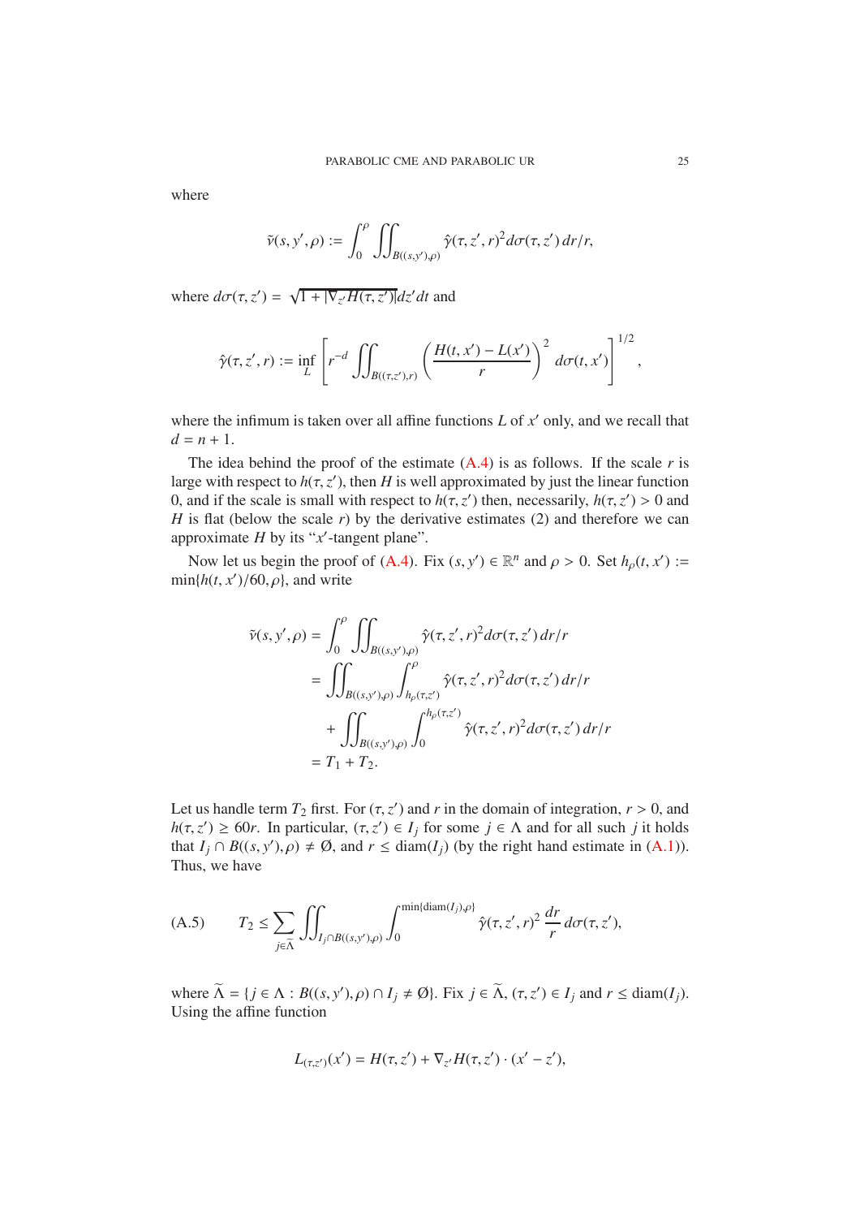where

$$\tilde{\nu}(s, y', \rho) := \int_0^\rho \iint_{B((s,y'),\rho)} \hat{\gamma}(\tau, z', r)^2 d\sigma(\tau, z')\, dr/r,$$

where $d\sigma(\tau, z') = \sqrt{1 + |\nabla_{z'} H(\tau, z')|} dz' dt$ and

$$\hat{\gamma}(\tau, z', r) := \inf_L \left[ r^{-d} \iint_{B((\tau,z'),r)} \left( \frac{H(t, x') - L(x')}{r} \right)^2 d\sigma(t, x') \right]^{1/2},$$

where the infimum is taken over all affine functions $L$ of $x'$ only, and we recall that $d = n + 1$.

The idea behind the proof of the estimate (A.4) is as follows. If the scale $r$ is large with respect to $h(\tau, z')$, then $H$ is well approximated by just the linear function 0, and if the scale is small with respect to $h(\tau, z')$ then, necessarily, $h(\tau, z') > 0$ and $H$ is flat (below the scale $r$) by the derivative estimates (2) and therefore we can approximate $H$ by its "$x'$-tangent plane".

Now let us begin the proof of (A.4). Fix $(s, y') \in \mathbb{R}^n$ and $\rho > 0$. Set $h_\rho(t, x') := \min\{h(t, x')/60, \rho\}$, and write

$$\begin{aligned}
\tilde{\nu}(s, y', \rho) &= \int_0^\rho \iint_{B((s,y'),\rho)} \hat{\gamma}(\tau, z', r)^2 d\sigma(\tau, z')\, dr/r \\
&= \iint_{B((s,y'),\rho)} \int_{h_\rho(\tau,z')}^{\rho} \hat{\gamma}(\tau, z', r)^2 d\sigma(\tau, z')\, dr/r \\
&\quad + \iint_{B((s,y'),\rho)} \int_0^{h_\rho(\tau,z')} \hat{\gamma}(\tau, z', r)^2 d\sigma(\tau, z')\, dr/r \\
&= T_1 + T_2.
\end{aligned}$$

Let us handle term $T_2$ first. For $(\tau, z')$ and $r$ in the domain of integration, $r > 0$, and $h(\tau, z') \geq 60r$. In particular, $(\tau, z') \in I_j$ for some $j \in \Lambda$ and for all such $j$ it holds that $I_j \cap B((s, y'), \rho) \neq \emptyset$, and $r \leq \operatorname{diam}(I_j)$ (by the right hand estimate in (A.1)). Thus, we have

$$T_2 \leq \sum_{j \in \widetilde{\Lambda}} \iint_{I_j \cap B((s,y'),\rho)} \int_0^{\min\{\operatorname{diam}(I_j),\rho\}} \hat{\gamma}(\tau, z', r)^2 \frac{dr}{r}\, d\sigma(\tau, z'), \tag{A.5}$$

where $\widetilde{\Lambda} = \{j \in \Lambda : B((s, y'), \rho) \cap I_j \neq \emptyset\}$. Fix $j \in \widetilde{\Lambda}$, $(\tau, z') \in I_j$ and $r \leq \operatorname{diam}(I_j)$. Using the affine function

$$L_{(\tau,z')}(x') = H(\tau, z') + \nabla_{z'} H(\tau, z') \cdot (x' - z'),$$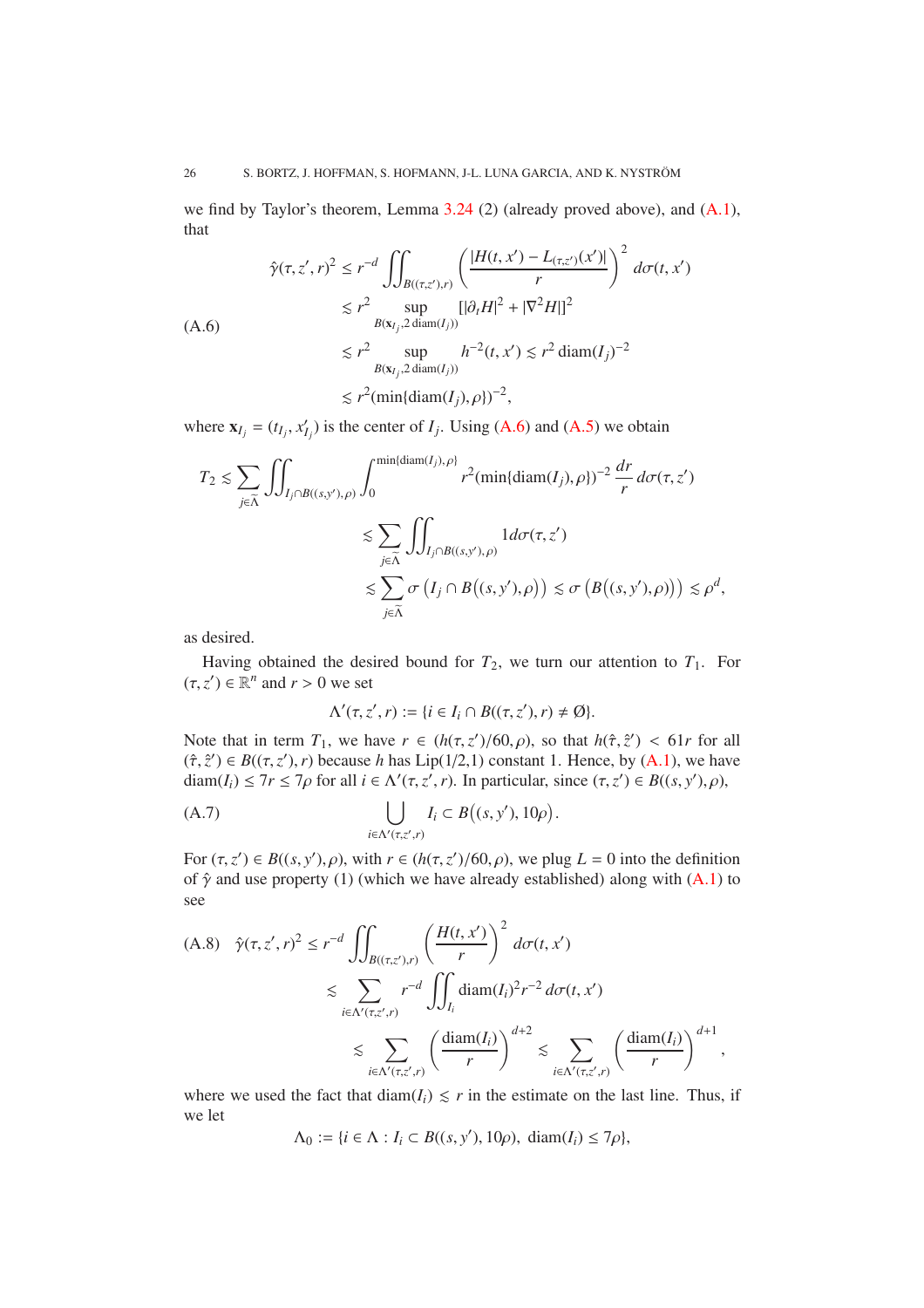we find by Taylor's theorem, Lemma 3.24 (2) (already proved above), and (A.1), that

$$
\begin{aligned}
\hat{\gamma}(\tau, z', r)^2 &\leq r^{-d} \iint_{B((\tau,z'),r)} \left( \frac{|H(t,x') - L_{(\tau,z')}(x')|}{r} \right)^2 d\sigma(t,x') \\
&\lesssim r^2 \sup_{B(\mathbf{x}_{I_j}, 2\,\mathrm{diam}(I_j))} [|\partial_t H|^2 + |\nabla^2 H|]^2 \\
&\lesssim r^2 \sup_{B(\mathbf{x}_{I_j}, 2\,\mathrm{diam}(I_j))} h^{-2}(t,x') \lesssim r^2\,\mathrm{diam}(I_j)^{-2} \\
&\lesssim r^2 (\min\{\mathrm{diam}(I_j), \rho\})^{-2},
\end{aligned}
\tag{A.6}
$$

where $\mathbf{x}_{I_j} = (t_{I_j}, x'_{I_j})$ is the center of $I_j$. Using (A.6) and (A.5) we obtain

$$
\begin{aligned}
T_2 &\lesssim \sum_{j \in \widetilde{\Lambda}} \iint_{I_j \cap B((s,y'),\rho)} \int_0^{\min\{\mathrm{diam}(I_j),\rho\}} r^2 (\min\{\mathrm{diam}(I_j), \rho\})^{-2} \frac{dr}{r}\, d\sigma(\tau, z') \\
&\lesssim \sum_{j \in \widetilde{\Lambda}} \iint_{I_j \cap B((s,y'),\rho)} 1 d\sigma(\tau, z') \\
&\lesssim \sum_{j \in \widetilde{\Lambda}} \sigma\left(I_j \cap B\big((s,y'),\rho\big)\right) \lesssim \sigma\left(B\big((s,y'),\rho\big)\right) \lesssim \rho^d,
\end{aligned}
$$

as desired.

Having obtained the desired bound for $T_2$, we turn our attention to $T_1$. For $(\tau, z') \in \mathbb{R}^n$ and $r > 0$ we set

$$
\Lambda'(\tau, z', r) := \{i \in I_i \cap B((\tau, z'), r) \neq \emptyset\}.
$$

Note that in term $T_1$, we have $r \in (h(\tau, z')/60, \rho)$, so that $h(\hat{\tau}, \hat{z}') < 61r$ for all $(\hat{\tau}, \hat{z}') \in B((\tau, z'), r)$ because $h$ has Lip(1/2,1) constant 1. Hence, by (A.1), we have $\mathrm{diam}(I_i) \leq 7r \leq 7\rho$ for all $i \in \Lambda'(\tau, z', r)$. In particular, since $(\tau, z') \in B((s, y'), \rho)$,

$$
\bigcup_{i \in \Lambda'(\tau, z', r)} I_i \subset B\big((s, y'), 10\rho\big). \tag{A.7}
$$

For $(\tau, z') \in B((s, y'), \rho)$, with $r \in (h(\tau, z')/60, \rho)$, we plug $L = 0$ into the definition of $\hat{\gamma}$ and use property (1) (which we have already established) along with (A.1) to see

$$
\begin{aligned}
\hat{\gamma}(\tau, z', r)^2 &\leq r^{-d} \iint_{B((\tau,z'),r)} \left( \frac{H(t,x')}{r} \right)^2 d\sigma(t,x') \\
&\lesssim \sum_{i \in \Lambda'(\tau,z',r)} r^{-d} \iint_{I_i} \mathrm{diam}(I_i)^2 r^{-2}\, d\sigma(t,x') \\
&\lesssim \sum_{i \in \Lambda'(\tau,z',r)} \left( \frac{\mathrm{diam}(I_i)}{r} \right)^{d+2} \lesssim \sum_{i \in \Lambda'(\tau,z',r)} \left( \frac{\mathrm{diam}(I_i)}{r} \right)^{d+1},
\end{aligned}
\tag{A.8}
$$

where we used the fact that $\mathrm{diam}(I_i) \lesssim r$ in the estimate on the last line. Thus, if we let

$$
\Lambda_0 := \{i \in \Lambda : I_i \subset B((s, y'), 10\rho),\ \mathrm{diam}(I_i) \leq 7\rho\},
$$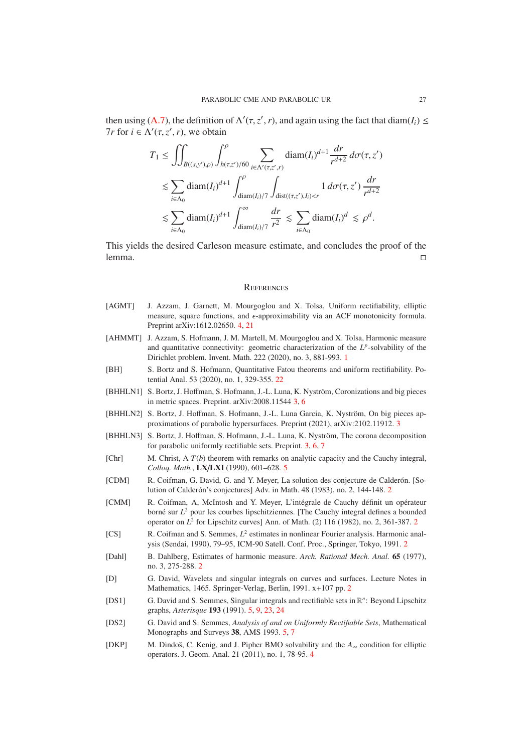then using (A.7), the definition of $\Lambda'(\tau, z', r)$, and again using the fact that $\operatorname{diam}(I_i) \leq 7r$ for $i \in \Lambda'(\tau, z', r)$, we obtain

$$
\begin{aligned}
T_1 &\leq \iint_{B((s,y'),\rho)} \int_{h(\tau,z')/60}^{\rho} \sum_{i\in\Lambda'(\tau,z',r)} \operatorname{diam}(I_i)^{d+1} \frac{dr}{r^{d+2}}\, d\sigma(\tau, z') \\
&\lesssim \sum_{i\in\Lambda_0} \operatorname{diam}(I_i)^{d+1} \int_{\operatorname{diam}(I_i)/7}^{\rho} \int_{\operatorname{dist}((\tau,z'),I_i)<r} 1\, d\sigma(\tau, z')\, \frac{dr}{r^{d+2}} \\
&\lesssim \sum_{i\in\Lambda_0} \operatorname{diam}(I_i)^{d+1} \int_{\operatorname{diam}(I_i)/7}^{\infty} \frac{dr}{r^2} \lesssim \sum_{i\in\Lambda_0} \operatorname{diam}(I_i)^{d} \lesssim \rho^d.
\end{aligned}
$$

This yields the desired Carleson measure estimate, and concludes the proof of the lemma. □

## References

[AGMT] J. Azzam, J. Garnett, M. Mourgoglou and X. Tolsa, Uniform rectifiability, elliptic measure, square functions, and $\epsilon$-approximability via an ACF monotonicity formula. Preprint arXiv:1612.02650. 4, 21

[AHMMT] J. Azzam, S. Hofmann, J. M. Martell, M. Mourgoglou and X. Tolsa, Harmonic measure and quantitative connectivity: geometric characterization of the $L^p$-solvability of the Dirichlet problem. Invent. Math. 222 (2020), no. 3, 881-993. 1

[BH] S. Bortz and S. Hofmann, Quantitative Fatou theorems and uniform rectifiability. Potential Anal. 53 (2020), no. 1, 329-355. 22

[BHHLN1] S. Bortz, J. Hoffman, S. Hofmann, J.-L. Luna, K. Nyström, Coronizations and big pieces in metric spaces. Preprint. arXiv:2008.11544 3, 6

[BHHLN2] S. Bortz, J. Hoffman, S. Hofmann, J.-L. Luna Garcia, K. Nyström, On big pieces approximations of parabolic hypersurfaces. Preprint (2021), arXiv:2102.11912. 3

[BHHLN3] S. Bortz, J. Hoffman, S. Hofmann, J.-L. Luna, K. Nyström, The corona decomposition for parabolic uniformly rectifiable sets. Preprint. 3, 6, 7

[Chr] M. Christ, A $T(b)$ theorem with remarks on analytic capacity and the Cauchy integral, *Colloq. Math.*, **LX/LXI** (1990), 601–628. 5

[CDM] R. Coifman, G. David, G. and Y. Meyer, La solution des conjecture de Calderón. [Solution of Calderón's conjectures] Adv. in Math. 48 (1983), no. 2, 144-148. 2

[CMM] R. Coifman, A, McIntosh and Y. Meyer, L'intégrale de Cauchy définit un opérateur borné sur $L^2$ pour les courbes lipschitziennes. [The Cauchy integral defines a bounded operator on $L^2$ for Lipschitz curves] Ann. of Math. (2) 116 (1982), no. 2, 361-387. 2

[CS] R. Coifman and S. Semmes, $L^2$ estimates in nonlinear Fourier analysis. Harmonic analysis (Sendai, 1990), 79–95, ICM-90 Satell. Conf. Proc., Springer, Tokyo, 1991. 2

[Dahl] B. Dahlberg, Estimates of harmonic measure. *Arch. Rational Mech. Anal.* **65** (1977), no. 3, 275-288. 2

[D] G. David, Wavelets and singular integrals on curves and surfaces. Lecture Notes in Mathematics, 1465. Springer-Verlag, Berlin, 1991. x+107 pp. 2

[DS1] G. David and S. Semmes, Singular integrals and rectifiable sets in $\mathbb{R}^n$: Beyond Lipschitz graphs, *Asterisque* **193** (1991). 5, 9, 23, 24

[DS2] G. David and S. Semmes, *Analysis of and on Uniformly Rectifiable Sets*, Mathematical Monographs and Surveys **38**, AMS 1993. 5, 7

[DKP] M. Dindoš, C. Kenig, and J. Pipher BMO solvability and the $A_\infty$ condition for elliptic operators. J. Geom. Anal. 21 (2011), no. 1, 78-95. 4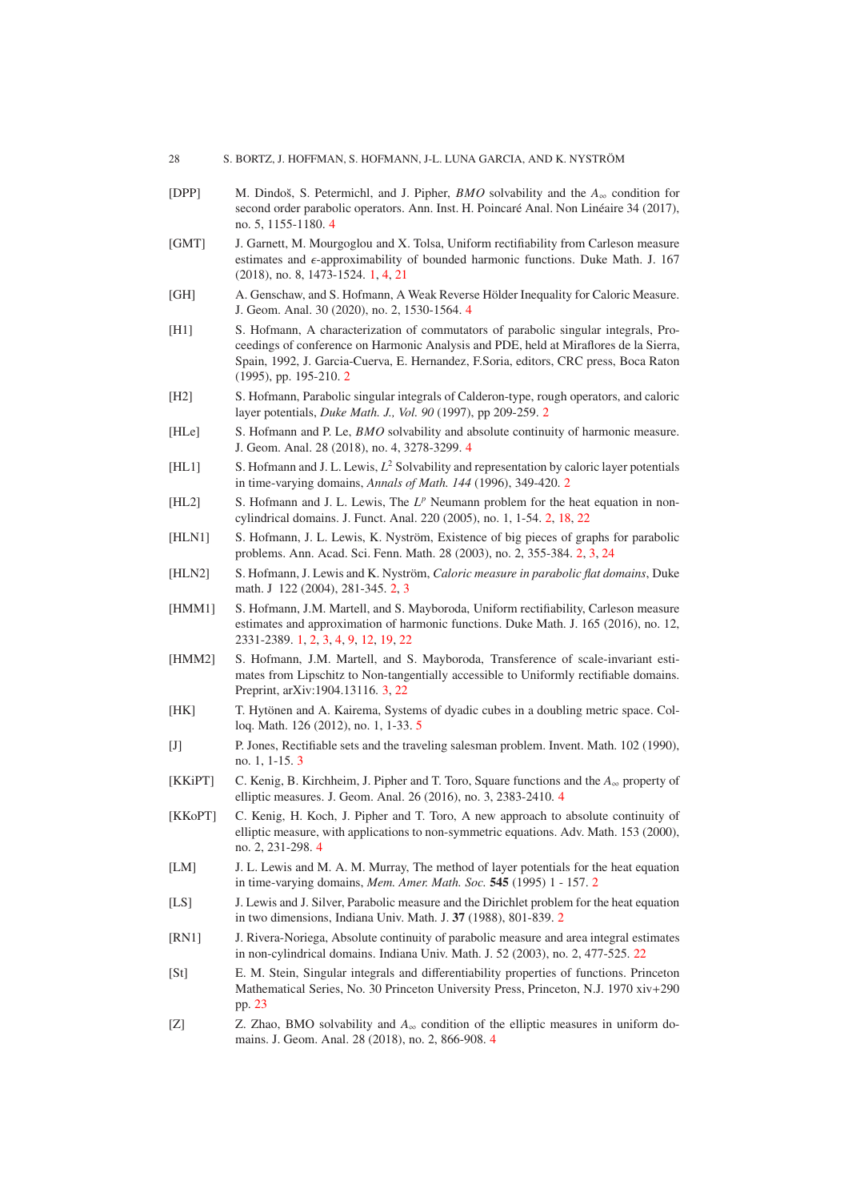[DPP] M. Dindoš, S. Petermichl, and J. Pipher, *BMO* solvability and the $A_\infty$ condition for second order parabolic operators. Ann. Inst. H. Poincaré Anal. Non Linéaire 34 (2017), no. 5, 1155-1180. 4

[GMT] J. Garnett, M. Mourgoglou and X. Tolsa, Uniform rectifiability from Carleson measure estimates and $\epsilon$-approximability of bounded harmonic functions. Duke Math. J. 167 (2018), no. 8, 1473-1524. 1, 4, 21

[GH] A. Genschaw, and S. Hofmann, A Weak Reverse Hölder Inequality for Caloric Measure. J. Geom. Anal. 30 (2020), no. 2, 1530-1564. 4

[H1] S. Hofmann, A characterization of commutators of parabolic singular integrals, Proceedings of conference on Harmonic Analysis and PDE, held at Miraflores de la Sierra, Spain, 1992, J. Garcia-Cuerva, E. Hernandez, F.Soria, editors, CRC press, Boca Raton (1995), pp. 195-210. 2

[H2] S. Hofmann, Parabolic singular integrals of Calderon-type, rough operators, and caloric layer potentials, *Duke Math. J., Vol. 90* (1997), pp 209-259. 2

[HLe] S. Hofmann and P. Le, *BMO* solvability and absolute continuity of harmonic measure. J. Geom. Anal. 28 (2018), no. 4, 3278-3299. 4

[HL1] S. Hofmann and J. L. Lewis, $L^2$ Solvability and representation by caloric layer potentials in time-varying domains, *Annals of Math. 144* (1996), 349-420. 2

[HL2] S. Hofmann and J. L. Lewis, The $L^p$ Neumann problem for the heat equation in non-cylindrical domains. J. Funct. Anal. 220 (2005), no. 1, 1-54. 2, 18, 22

[HLN1] S. Hofmann, J. L. Lewis, K. Nyström, Existence of big pieces of graphs for parabolic problems. Ann. Acad. Sci. Fenn. Math. 28 (2003), no. 2, 355-384. 2, 3, 24

[HLN2] S. Hofmann, J. Lewis and K. Nyström, *Caloric measure in parabolic flat domains*, Duke math. J 122 (2004), 281-345. 2, 3

[HMM1] S. Hofmann, J.M. Martell, and S. Mayboroda, Uniform rectifiability, Carleson measure estimates and approximation of harmonic functions. Duke Math. J. 165 (2016), no. 12, 2331-2389. 1, 2, 3, 4, 9, 12, 19, 22

[HMM2] S. Hofmann, J.M. Martell, and S. Mayboroda, Transference of scale-invariant estimates from Lipschitz to Non-tangentially accessible to Uniformly rectifiable domains. Preprint, arXiv:1904.13116. 3, 22

[HK] T. Hytönen and A. Kairema, Systems of dyadic cubes in a doubling metric space. Colloq. Math. 126 (2012), no. 1, 1-33. 5

[J] P. Jones, Rectifiable sets and the traveling salesman problem. Invent. Math. 102 (1990), no. 1, 1-15. 3

[KKiPT] C. Kenig, B. Kirchheim, J. Pipher and T. Toro, Square functions and the $A_\infty$ property of elliptic measures. J. Geom. Anal. 26 (2016), no. 3, 2383-2410. 4

[KKoPT] C. Kenig, H. Koch, J. Pipher and T. Toro, A new approach to absolute continuity of elliptic measure, with applications to non-symmetric equations. Adv. Math. 153 (2000), no. 2, 231-298. 4

[LM] J. L. Lewis and M. A. M. Murray, The method of layer potentials for the heat equation in time-varying domains, *Mem. Amer. Math. Soc.* **545** (1995) 1 - 157. 2

[LS] J. Lewis and J. Silver, Parabolic measure and the Dirichlet problem for the heat equation in two dimensions, Indiana Univ. Math. J. **37** (1988), 801-839. 2

[RN1] J. Rivera-Noriega, Absolute continuity of parabolic measure and area integral estimates in non-cylindrical domains. Indiana Univ. Math. J. 52 (2003), no. 2, 477-525. 22

[St] E. M. Stein, Singular integrals and differentiability properties of functions. Princeton Mathematical Series, No. 30 Princeton University Press, Princeton, N.J. 1970 xiv+290 pp. 23

[Z] Z. Zhao, BMO solvability and $A_\infty$ condition of the elliptic measures in uniform domains. J. Geom. Anal. 28 (2018), no. 2, 866-908. 4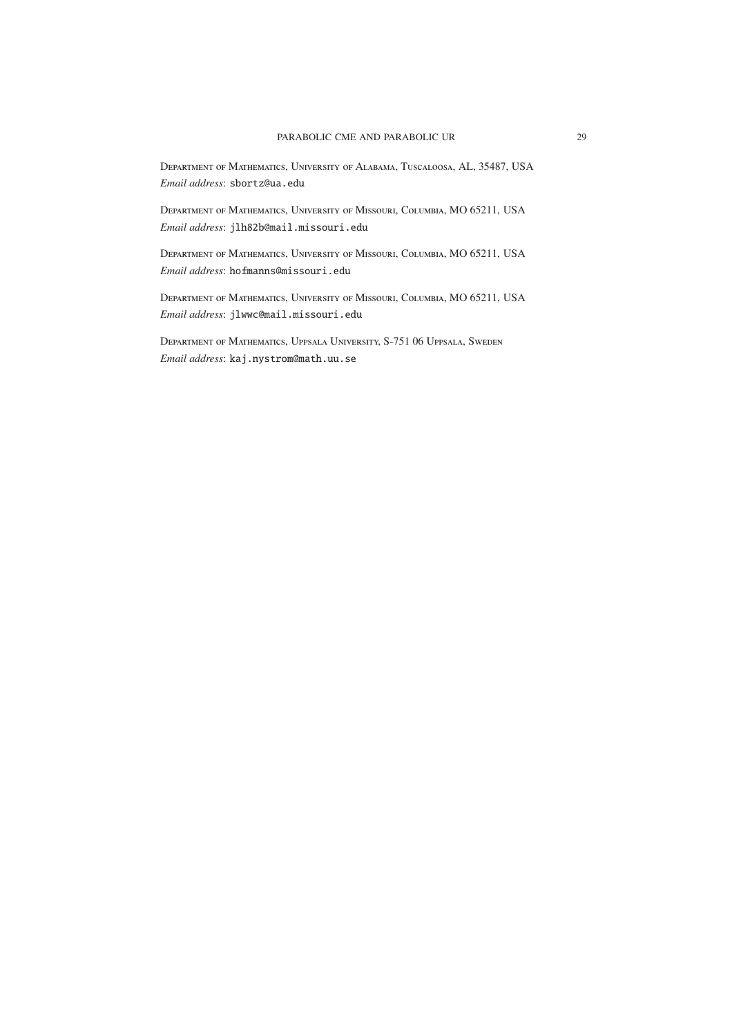Department of Mathematics, University of Alabama, Tuscaloosa, AL, 35487, USA
*Email address*: sbortz@ua.edu

Department of Mathematics, University of Missouri, Columbia, MO 65211, USA
*Email address*: jlh82b@mail.missouri.edu

Department of Mathematics, University of Missouri, Columbia, MO 65211, USA
*Email address*: hofmanns@missouri.edu

Department of Mathematics, University of Missouri, Columbia, MO 65211, USA
*Email address*: jlwwc@mail.missouri.edu

Department of Mathematics, Uppsala University, S-751 06 Uppsala, Sweden
*Email address*: kaj.nystrom@math.uu.se